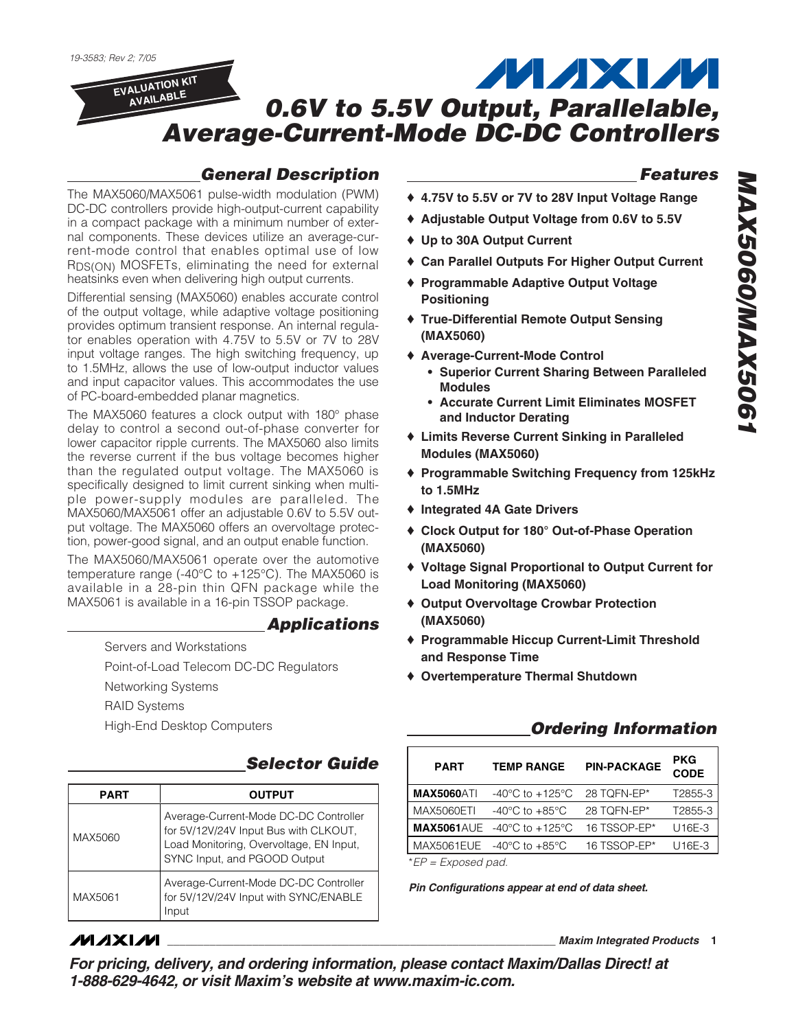19-3583; Rev 2; 7/05

EVALUATION KIT AVAILABLE

# 0.6V to 5.5V Output, Parallelable, Average-Current-Mode DC-DC Controllers

## General Description

The MAX5060/MAX5061 pulse-width modulation (PWM) DC-DC controllers provide high-output-current capability in a compact package with a minimum number of external components. These devices utilize an average-current-mode control that enables optimal use of low $R_{DS(ON)}$ MOSFETs, eliminating the need for external heatsinks even when delivering high output currents.

Differential sensing (MAX5060) enables accurate control of the output voltage, while adaptive voltage positioning provides optimum transient response. An internal regulator enables operation with 4.75V to 5.5V or 7V to 28V input voltage ranges. The high switching frequency, up to 1.5MHz, allows the use of low-output inductor values and input capacitor values. This accommodates the use of PC-board-embedded planar magnetics.

The MAX5060 features a clock output with 180° phase delay to control a second out-of-phase converter for lower capacitor ripple currents. The MAX5060 also limits the reverse current if the bus voltage becomes higher than the regulated output voltage. The MAX5060 is specifically designed to limit current sinking when multiple power-supply modules are paralleled. The MAX5060/MAX5061 offer an adjustable 0.6V to 5.5V output voltage. The MAX5060 offers an overvoltage protection, power-good signal, and an output enable function.

The MAX5060/MAX5061 operate over the automotive temperature range (-40°C to +125°C). The MAX5060 is available in a 28-pin thin QFN package while the MAX5061 is available in a 16-pin TSSOP package.

## Applications

Servers and Workstations

Point-of-Load Telecom DC-DC Regulators

Networking Systems

RAID Systems

High-End Desktop Computers

## Selector Guide

| PART | OUTPUT |
|---|---|
| MAX5060 | Average-Current-Mode DC-DC Controller for 5V/12V/24V Input Bus with CLKOUT, Load Monitoring, Overvoltage, EN Input, SYNC Input, and PGOOD Output |
| MAX5061 | Average-Current-Mode DC-DC Controller for 5V/12V/24V Input with SYNC/ENABLE Input |

## Features

- **4.75V to 5.5V or 7V to 28V Input Voltage Range**
- **Adjustable Output Voltage from 0.6V to 5.5V**
- **Up to 30A Output Current**
- **Can Parallel Outputs For Higher Output Current**
- **Programmable Adaptive Output Voltage Positioning**
- **True-Differential Remote Output Sensing (MAX5060)**
- **Average-Current-Mode Control**
  - **Superior Current Sharing Between Paralleled Modules**
  - **Accurate Current Limit Eliminates MOSFET and Inductor Derating**
- **Limits Reverse Current Sinking in Paralleled Modules (MAX5060)**
- **Programmable Switching Frequency from 125kHz to 1.5MHz**
- **Integrated 4A Gate Drivers**
- **Clock Output for 180° Out-of-Phase Operation (MAX5060)**
- **Voltage Signal Proportional to Output Current for Load Monitoring (MAX5060)**
- **Output Overvoltage Crowbar Protection (MAX5060)**
- **Programmable Hiccup Current-Limit Threshold and Response Time**
- **Overtemperature Thermal Shutdown**

## Ordering Information

| PART | TEMP RANGE | PIN-PACKAGE | PKG CODE |
|---|---|---|---|
| **MAX5060**ATI | -40°C to +125°C | 28 TQFN-EP* | T2855-3 |
| MAX5060ETI | -40°C to +85°C | 28 TQFN-EP* | T2855-3 |
| **MAX5061**AUE | -40°C to +125°C | 16 TSSOP-EP* | U16E-3 |
| MAX5061EUE | -40°C to +85°C | 16 TSSOP-EP* | U16E-3 |

*EP = Exposed pad.

***Pin Configurations appear at end of data sheet.***

***For pricing, delivery, and ordering information, please contact Maxim/Dallas Direct! at 1-888-629-4642, or visit Maxim's website at www.maxim-ic.com.***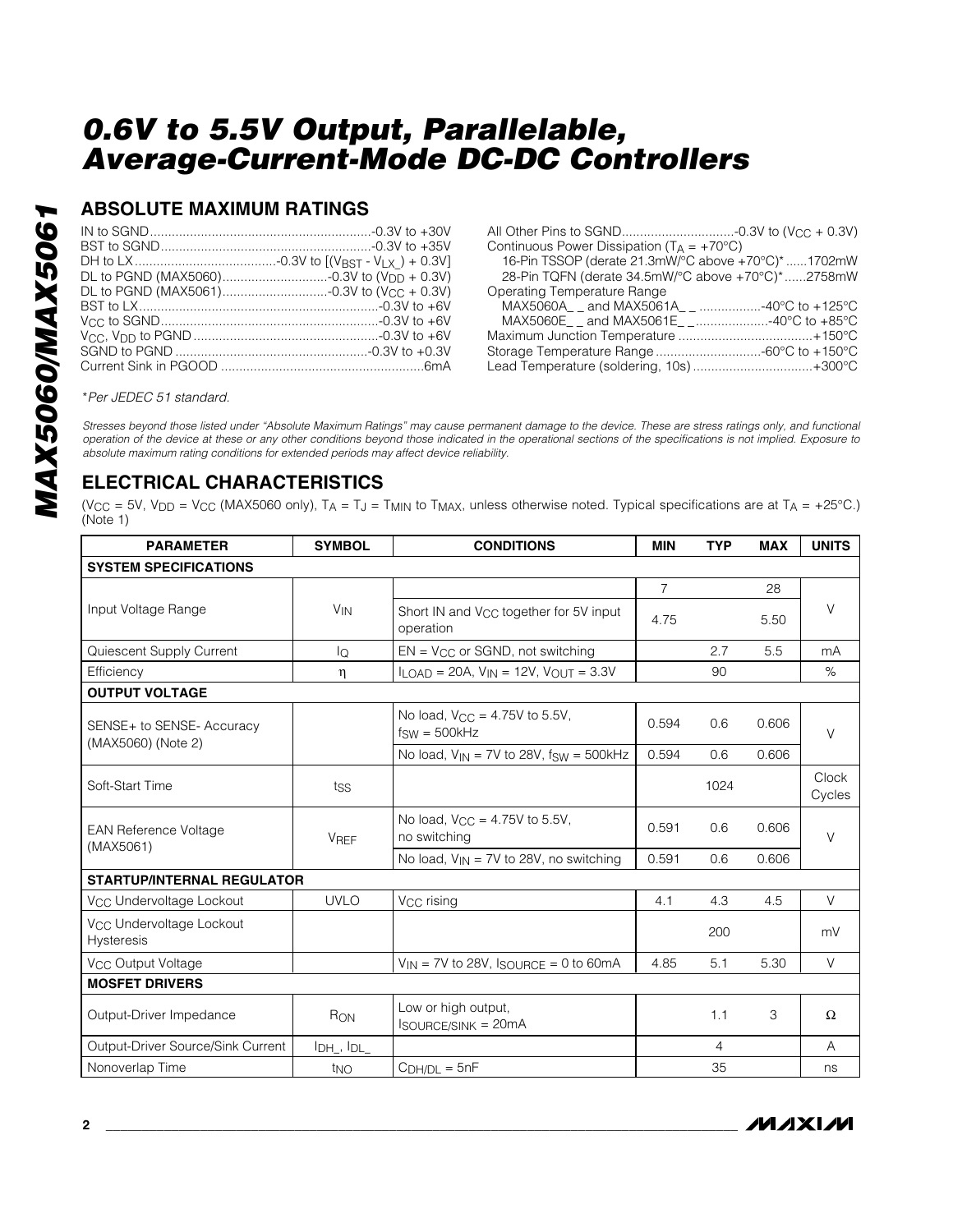# 0.6V to 5.5V Output, Parallelable, Average-Current-Mode DC-DC Controllers

## ABSOLUTE MAXIMUM RATINGS

IN to SGND ............................................................ -0.3V to +30V
BST to SGND ......................................................... -0.3V to +35V
DH to LX ....................................... -0.3V to [($V_{BST}$ - $V_{LX\_}$) + 0.3V]
DL to PGND (MAX5060) ............................ -0.3V to ($V_{DD}$ + 0.3V)
DL to PGND (MAX5061) ............................ -0.3V to ($V_{CC}$ + 0.3V)
BST to LX ................................................................. -0.3V to +6V
$V_{CC}$ to SGND ......................................................... -0.3V to +6V
$V_{CC}$, $V_{DD}$ to PGND ................................................. -0.3V to +6V
SGND to PGND ...................................................... -0.3V to +0.3V
Current Sink in PGOOD ........................................................ 6mA

All Other Pins to SGND .............................. -0.3V to ($V_{CC}$ + 0.3V)
Continuous Power Dissipation ($T_A$ = +70°C)
16-Pin TSSOP (derate 21.3mW/°C above +70°C)* ...... 1702mW
28-Pin TQFN (derate 34.5mW/°C above +70°C)* ...... 2758mW
Operating Temperature Range
MAX5060A_ _ and MAX5061A_ _ ................ -40°C to +125°C
MAX5060E_ _ and MAX5061E_ _ .................. -40°C to +85°C
Maximum Junction Temperature .................................... +150°C
Storage Temperature Range ............................. -60°C to +150°C
Lead Temperature (soldering, 10s) ................................ +300°C

*Per JEDEC 51 standard.

*Stresses beyond those listed under "Absolute Maximum Ratings" may cause permanent damage to the device. These are stress ratings only, and functional operation of the device at these or any other conditions beyond those indicated in the operational sections of the specifications is not implied. Exposure to absolute maximum rating conditions for extended periods may affect device reliability.*

## ELECTRICAL CHARACTERISTICS

($V_{CC}$ = 5V, $V_{DD}$ = $V_{CC}$ (MAX5060 only), $T_A$ = $T_J$ = $T_{MIN}$ to $T_{MAX}$, unless otherwise noted. Typical specifications are at $T_A$ = +25°C.) (Note 1)

| PARAMETER | SYMBOL | CONDITIONS | MIN | TYP | MAX | UNITS |
|---|---|---|---|---|---|---|
| **SYSTEM SPECIFICATIONS** | | | | | | |
| Input Voltage Range | $V_{IN}$ | | 7 | | 28 | V |
| | | Short IN and $V_{CC}$ together for 5V input operation | 4.75 | | 5.50 | |
| Quiescent Supply Current | $I_Q$ | EN = $V_{CC}$ or SGND, not switching | | 2.7 | 5.5 | mA |
| Efficiency | η | $I_{LOAD}$ = 20A, $V_{IN}$ = 12V, $V_{OUT}$ = 3.3V | | 90 | | % |
| **OUTPUT VOLTAGE** | | | | | | |
| SENSE+ to SENSE- Accuracy (MAX5060) (Note 2) | | No load, $V_{CC}$ = 4.75V to 5.5V, $f_{SW}$ = 500kHz | 0.594 | 0.6 | 0.606 | V |
| | | No load, $V_{IN}$ = 7V to 28V, $f_{SW}$ = 500kHz | 0.594 | 0.6 | 0.606 | |
| Soft-Start Time | $t_{SS}$ | | | 1024 | | Clock Cycles |
| EAN Reference Voltage (MAX5061) | $V_{REF}$ | No load, $V_{CC}$ = 4.75V to 5.5V, no switching | 0.591 | 0.6 | 0.606 | V |
| | | No load, $V_{IN}$ = 7V to 28V, no switching | 0.591 | 0.6 | 0.606 | |
| **STARTUP/INTERNAL REGULATOR** | | | | | | |
| $V_{CC}$ Undervoltage Lockout | UVLO | $V_{CC}$ rising | 4.1 | 4.3 | 4.5 | V |
| $V_{CC}$ Undervoltage Lockout Hysteresis | | | | 200 | | mV |
| $V_{CC}$ Output Voltage | | $V_{IN}$ = 7V to 28V, $I_{SOURCE}$ = 0 to 60mA | 4.85 | 5.1 | 5.30 | V |
| **MOSFET DRIVERS** | | | | | | |
| Output-Driver Impedance | $R_{ON}$ | Low or high output, $I_{SOURCE/SINK}$ = 20mA | | 1.1 | 3 | Ω |
| Output-Driver Source/Sink Current | $I_{DH\_}$, $I_{DL\_}$ | | | 4 | | A |
| Nonoverlap Time | $t_{NO}$ | $C_{DH/DL}$ = 5nF | | 35 | | ns |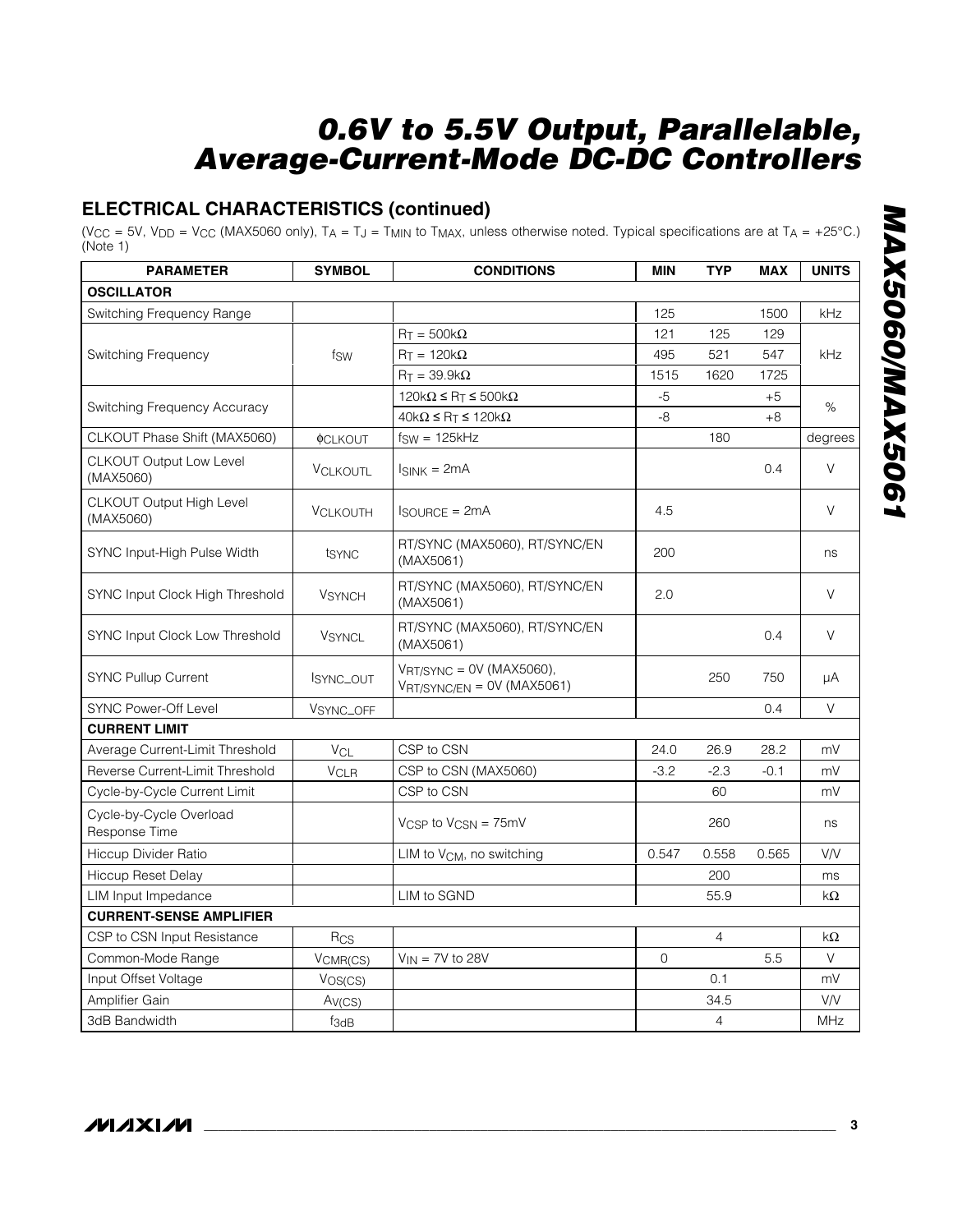## ELECTRICAL CHARACTERISTICS (continued)

($V_{CC}$ = 5V, $V_{DD}$ = $V_{CC}$ (MAX5060 only), $T_A$ = $T_J$ = $T_{MIN}$ to $T_{MAX}$, unless otherwise noted. Typical specifications are at $T_A$ = +25°C.) (Note 1)

| PARAMETER | SYMBOL | CONDITIONS | MIN | TYP | MAX | UNITS |
|---|---|---|---|---|---|---|
| **OSCILLATOR** | | | | | | |
| Switching Frequency Range | | | 125 | | 1500 | kHz |
| Switching Frequency | $f_{SW}$ | $R_T$ = 500kΩ | 121 | 125 | 129 | kHz |
| | | $R_T$ = 120kΩ | 495 | 521 | 547 | |
| | | $R_T$ = 39.9kΩ | 1515 | 1620 | 1725 | |
| Switching Frequency Accuracy | | 120kΩ ≤ $R_T$ ≤ 500kΩ | -5 | | +5 | % |
| | | 40kΩ ≤ $R_T$ ≤ 120kΩ | -8 | | +8 | |
| CLKOUT Phase Shift (MAX5060) | $\phi_{CLKOUT}$ | $f_{SW}$ = 125kHz | | 180 | | degrees |
| CLKOUT Output Low Level (MAX5060) | $V_{CLKOUTL}$ | $I_{SINK}$ = 2mA | | | 0.4 | V |
| CLKOUT Output High Level (MAX5060) | $V_{CLKOUTH}$ | $I_{SOURCE}$ = 2mA | 4.5 | | | V |
| SYNC Input-High Pulse Width | $t_{SYNC}$ | RT/SYNC (MAX5060), RT/SYNC/EN (MAX5061) | 200 | | | ns |
| SYNC Input Clock High Threshold | $V_{SYNCH}$ | RT/SYNC (MAX5060), RT/SYNC/EN (MAX5061) | 2.0 | | | V |
| SYNC Input Clock Low Threshold | $V_{SYNCL}$ | RT/SYNC (MAX5060), RT/SYNC/EN (MAX5061) | | | 0.4 | V |
| SYNC Pullup Current | $I_{SYNC\_OUT}$ | $V_{RT/SYNC}$ = 0V (MAX5060), $V_{RT/SYNC/EN}$ = 0V (MAX5061) | | 250 | 750 | µA |
| SYNC Power-Off Level | $V_{SYNC\_OFF}$ | | | | 0.4 | V |
| **CURRENT LIMIT** | | | | | | |
| Average Current-Limit Threshold | $V_{CL}$ | CSP to CSN | 24.0 | 26.9 | 28.2 | mV |
| Reverse Current-Limit Threshold | $V_{CLR}$ | CSP to CSN (MAX5060) | -3.2 | -2.3 | -0.1 | mV |
| Cycle-by-Cycle Current Limit | | CSP to CSN | | 60 | | mV |
| Cycle-by-Cycle Overload Response Time | | $V_{CSP}$ to $V_{CSN}$ = 75mV | | 260 | | ns |
| Hiccup Divider Ratio | | LIM to $V_{CM}$, no switching | 0.547 | 0.558 | 0.565 | V/V |
| Hiccup Reset Delay | | | | 200 | | ms |
| LIM Input Impedance | | LIM to SGND | | 55.9 | | kΩ |
| **CURRENT-SENSE AMPLIFIER** | | | | | | |
| CSP to CSN Input Resistance | $R_{CS}$ | | | 4 | | kΩ |
| Common-Mode Range | $V_{CMR(CS)}$ | $V_{IN}$ = 7V to 28V | 0 | | 5.5 | V |
| Input Offset Voltage | $V_{OS(CS)}$ | | | 0.1 | | mV |
| Amplifier Gain | $A_{V(CS)}$ | | | 34.5 | | V/V |
| 3dB Bandwidth | $f_{3dB}$ | | | 4 | | MHz |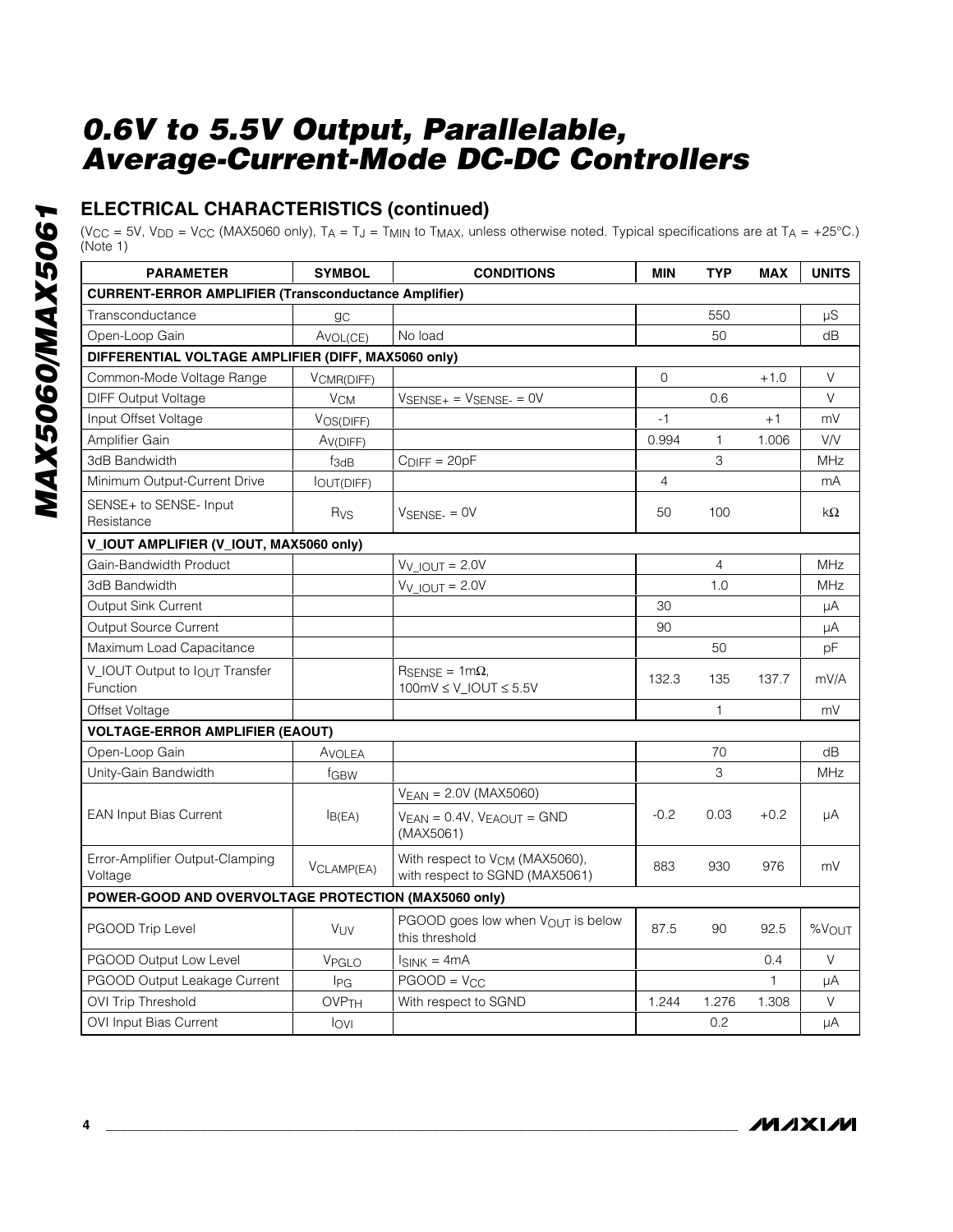## ELECTRICAL CHARACTERISTICS (continued)

($V_{CC}$ = 5V, $V_{DD}$ = $V_{CC}$ (MAX5060 only), $T_A$ = $T_J$ = $T_{MIN}$ to $T_{MAX}$, unless otherwise noted. Typical specifications are at $T_A$ = +25°C.) (Note 1)

| PARAMETER | SYMBOL | CONDITIONS | MIN | TYP | MAX | UNITS |
|---|---|---|---|---|---|---|
| **CURRENT-ERROR AMPLIFIER (Transconductance Amplifier)** | | | | | | |
| Transconductance | $g_C$ | | | 550 | | µS |
| Open-Loop Gain | $A_{VOL(CE)}$ | No load | | 50 | | dB |
| **DIFFERENTIAL VOLTAGE AMPLIFIER (DIFF, MAX5060 only)** | | | | | | |
| Common-Mode Voltage Range | $V_{CMR(DIFF)}$ | | 0 | | +1.0 | V |
| DIFF Output Voltage | $V_{CM}$ | $V_{SENSE+}$ = $V_{SENSE-}$ = 0V | | 0.6 | | V |
| Input Offset Voltage | $V_{OS(DIFF)}$ | | -1 | | +1 | mV |
| Amplifier Gain | $A_{V(DIFF)}$ | | 0.994 | 1 | 1.006 | V/V |
| 3dB Bandwidth | $f_{3dB}$ | $C_{DIFF}$ = 20pF | | 3 | | MHz |
| Minimum Output-Current Drive | $I_{OUT(DIFF)}$ | | 4 | | | mA |
| SENSE+ to SENSE- Input Resistance | $R_{VS}$ | $V_{SENSE-}$ = 0V | 50 | 100 | | kΩ |
| **V_IOUT AMPLIFIER (V_IOUT, MAX5060 only)** | | | | | | |
| Gain-Bandwidth Product | | $V_{V\_IOUT}$ = 2.0V | | 4 | | MHz |
| 3dB Bandwidth | | $V_{V\_IOUT}$ = 2.0V | | 1.0 | | MHz |
| Output Sink Current | | | 30 | | | µA |
| Output Source Current | | | 90 | | | µA |
| Maximum Load Capacitance | | | | 50 | | pF |
| V_IOUT Output to $I_{OUT}$ Transfer Function | | $R_{SENSE}$ = 1mΩ, 100mV ≤ V_IOUT ≤ 5.5V | 132.3 | 135 | 137.7 | mV/A |
| Offset Voltage | | | | 1 | | mV |
| **VOLTAGE-ERROR AMPLIFIER (EAOUT)** | | | | | | |
| Open-Loop Gain | $A_{VOLEA}$ | | | 70 | | dB |
| Unity-Gain Bandwidth | $f_{GBW}$ | | | 3 | | MHz |
| EAN Input Bias Current | $I_{B(EA)}$ | $V_{EAN}$ = 2.0V (MAX5060); $V_{EAN}$ = 0.4V, $V_{EAOUT}$ = GND (MAX5061) | -0.2 | 0.03 | +0.2 | µA |
| Error-Amplifier Output-Clamping Voltage | $V_{CLAMP(EA)}$ | With respect to $V_{CM}$ (MAX5060), with respect to SGND (MAX5061) | 883 | 930 | 976 | mV |
| **POWER-GOOD AND OVERVOLTAGE PROTECTION (MAX5060 only)** | | | | | | |
| PGOOD Trip Level | $V_{UV}$ | PGOOD goes low when $V_{OUT}$ is below this threshold | 87.5 | 90 | 92.5 | $\%V_{OUT}$ |
| PGOOD Output Low Level | $V_{PGLO}$ | $I_{SINK}$ = 4mA | | | 0.4 | V |
| PGOOD Output Leakage Current | $I_{PG}$ | PGOOD = $V_{CC}$ | | | 1 | µA |
| OVI Trip Threshold | $OVP_{TH}$ | With respect to SGND | 1.244 | 1.276 | 1.308 | V |
| OVI Input Bias Current | $I_{OVI}$ | | | 0.2 | | µA |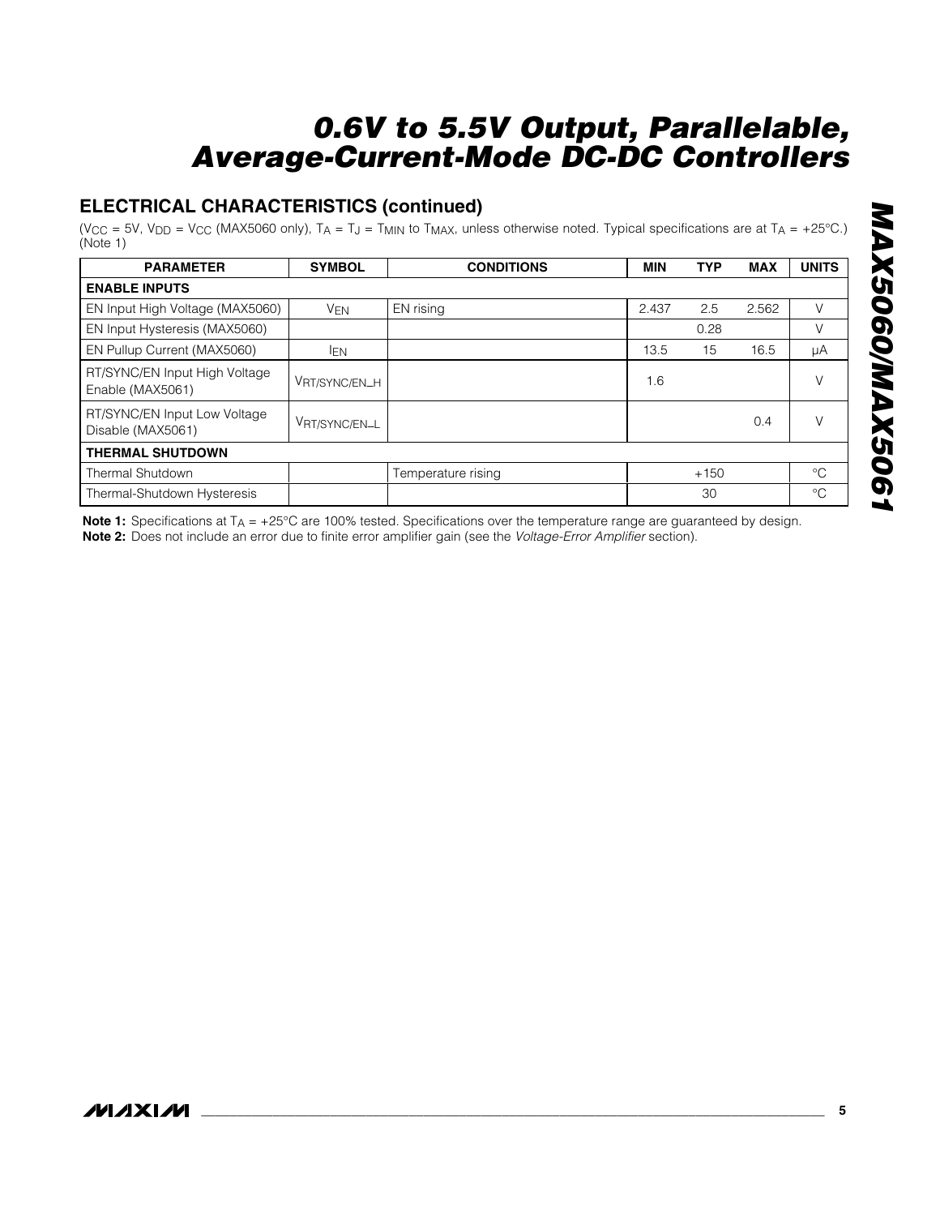## ELECTRICAL CHARACTERISTICS (continued)

($V_{CC}$ = 5V, $V_{DD}$ = $V_{CC}$ (MAX5060 only), $T_A$ = $T_J$ = $T_{MIN}$ to $T_{MAX}$, unless otherwise noted. Typical specifications are at $T_A$ = +25°C.) (Note 1)

| PARAMETER | SYMBOL | CONDITIONS | MIN | TYP | MAX | UNITS |
|---|---|---|---|---|---|---|
| **ENABLE INPUTS** | | | | | | |
| EN Input High Voltage (MAX5060) | $V_{EN}$ | EN rising | 2.437 | 2.5 | 2.562 | V |
| EN Input Hysteresis (MAX5060) | | | | 0.28 | | V |
| EN Pullup Current (MAX5060) | $I_{EN}$ | | 13.5 | 15 | 16.5 | µA |
| RT/SYNC/EN Input High Voltage Enable (MAX5061) | $V_{RT/SYNC/EN\_H}$ | | 1.6 | | | V |
| RT/SYNC/EN Input Low Voltage Disable (MAX5061) | $V_{RT/SYNC/EN\_L}$ | | | | 0.4 | V |
| **THERMAL SHUTDOWN** | | | | | | |
| Thermal Shutdown | | Temperature rising | | +150 | | °C |
| Thermal-Shutdown Hysteresis | | | | 30 | | °C |

**Note 1:** Specifications at $T_A$ = +25°C are 100% tested. Specifications over the temperature range are guaranteed by design.
**Note 2:** Does not include an error due to finite error amplifier gain (see the *Voltage-Error Amplifier* section).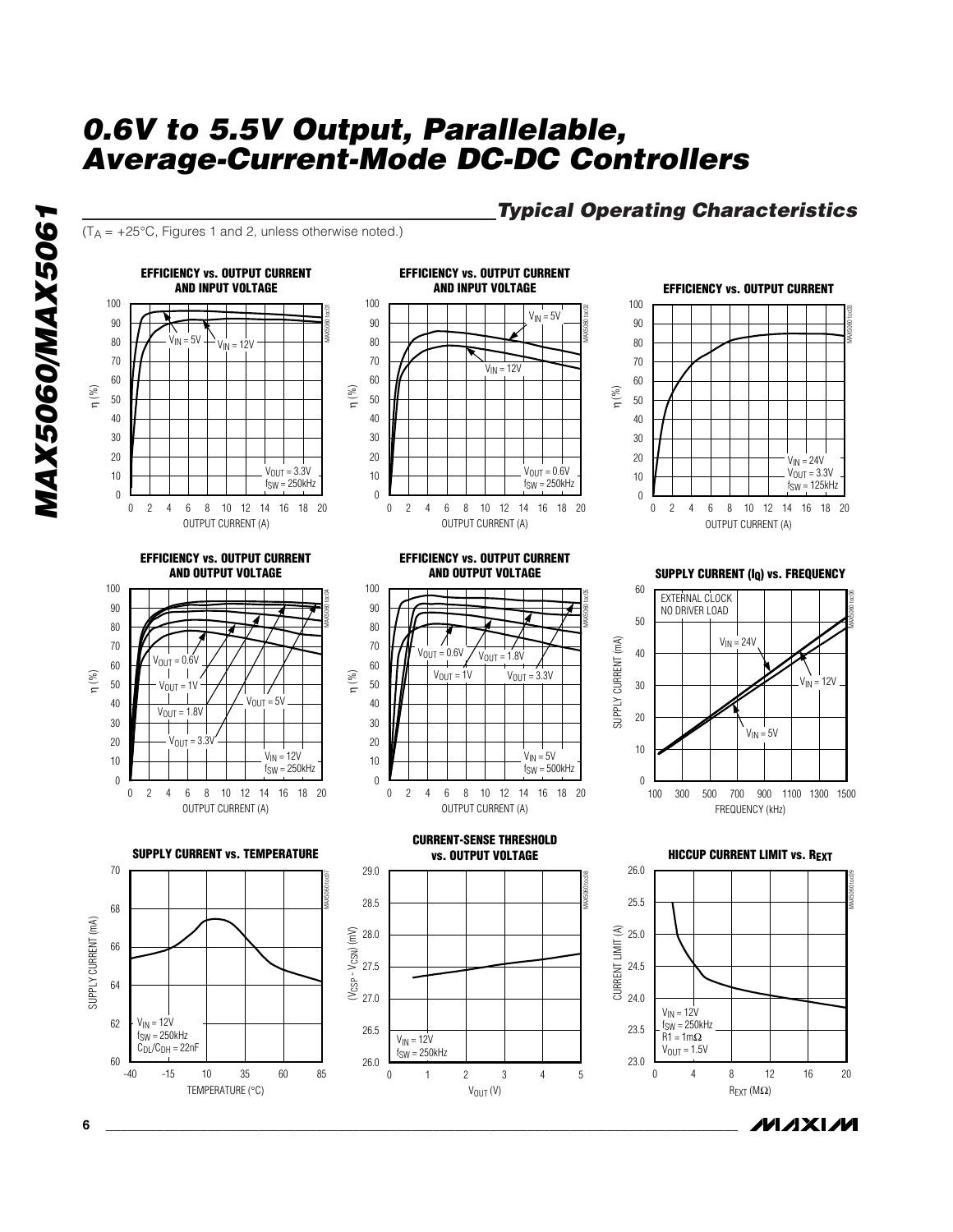## Typical Operating Characteristics

($T_A$ = +25°C, Figures 1 and 2, unless otherwise noted.)

**EFFICIENCY vs. OUTPUT CURRENT AND INPUT VOLTAGE**

$V_{IN}$ = 5V, $V_{IN}$ = 12V, $V_{OUT}$ = 3.3V, $f_{SW}$ = 250kHz

**EFFICIENCY vs. OUTPUT CURRENT AND INPUT VOLTAGE**

$V_{IN}$ = 5V, $V_{IN}$ = 12V, $V_{OUT}$ = 0.6V, $f_{SW}$ = 250kHz

**EFFICIENCY vs. OUTPUT CURRENT**

$V_{IN}$ = 24V, $V_{OUT}$ = 3.3V, $f_{SW}$ = 125kHz

**EFFICIENCY vs. OUTPUT CURRENT AND OUTPUT VOLTAGE**

$V_{OUT}$ = 0.6V, $V_{OUT}$ = 1V, $V_{OUT}$ = 1.8V, $V_{OUT}$ = 3.3V, $V_{OUT}$ = 5V, $V_{IN}$ = 12V, $f_{SW}$ = 250kHz

**EFFICIENCY vs. OUTPUT CURRENT AND OUTPUT VOLTAGE**

$V_{OUT}$ = 0.6V, $V_{OUT}$ = 1V, $V_{OUT}$ = 1.8V, $V_{OUT}$ = 3.3V, $V_{IN}$ = 5V, $f_{SW}$ = 500kHz

**SUPPLY CURRENT ($I_Q$) vs. FREQUENCY**

EXTERNAL CLOCK, NO DRIVER LOAD, $V_{IN}$ = 24V, $V_{IN}$ = 12V, $V_{IN}$ = 5V

**SUPPLY CURRENT vs. TEMPERATURE**

$V_{IN}$ = 12V, $f_{SW}$ = 250kHz, $C_{DL}/C_{DH}$ = 22nF

**CURRENT-SENSE THRESHOLD vs. OUTPUT VOLTAGE**

$V_{IN}$ = 12V, $f_{SW}$ = 250kHz

**HICCUP CURRENT LIMIT vs. $R_{EXT}$**

$V_{IN}$ = 12V, $f_{SW}$ = 250kHz, R1 = 1mΩ, $V_{OUT}$ = 1.5V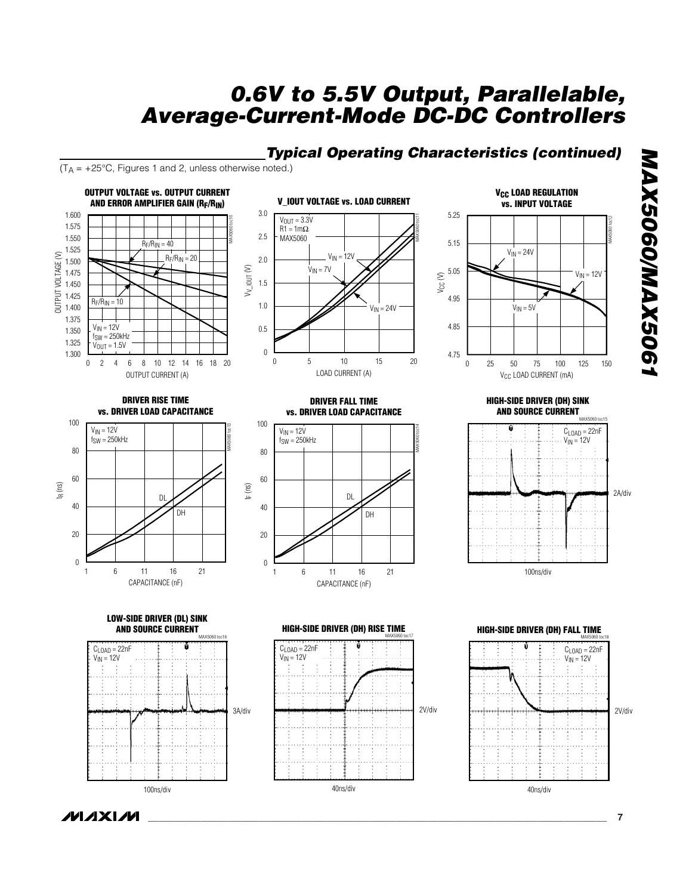## Typical Operating Characteristics (continued)

($T_A$ = +25°C, Figures 1 and 2, unless otherwise noted.)

**OUTPUT VOLTAGE vs. OUTPUT CURRENT AND ERROR AMPLIFIER GAIN ($R_F/R_{IN}$)**

**V_IOUT VOLTAGE vs. LOAD CURRENT**

**$V_{CC}$ LOAD REGULATION vs. INPUT VOLTAGE**

**DRIVER RISE TIME vs. DRIVER LOAD CAPACITANCE**

**DRIVER FALL TIME vs. DRIVER LOAD CAPACITANCE**

**HIGH-SIDE DRIVER (DH) SINK AND SOURCE CURRENT**

**LOW-SIDE DRIVER (DL) SINK AND SOURCE CURRENT**

**HIGH-SIDE DRIVER (DH) RISE TIME**

**HIGH-SIDE DRIVER (DH) FALL TIME**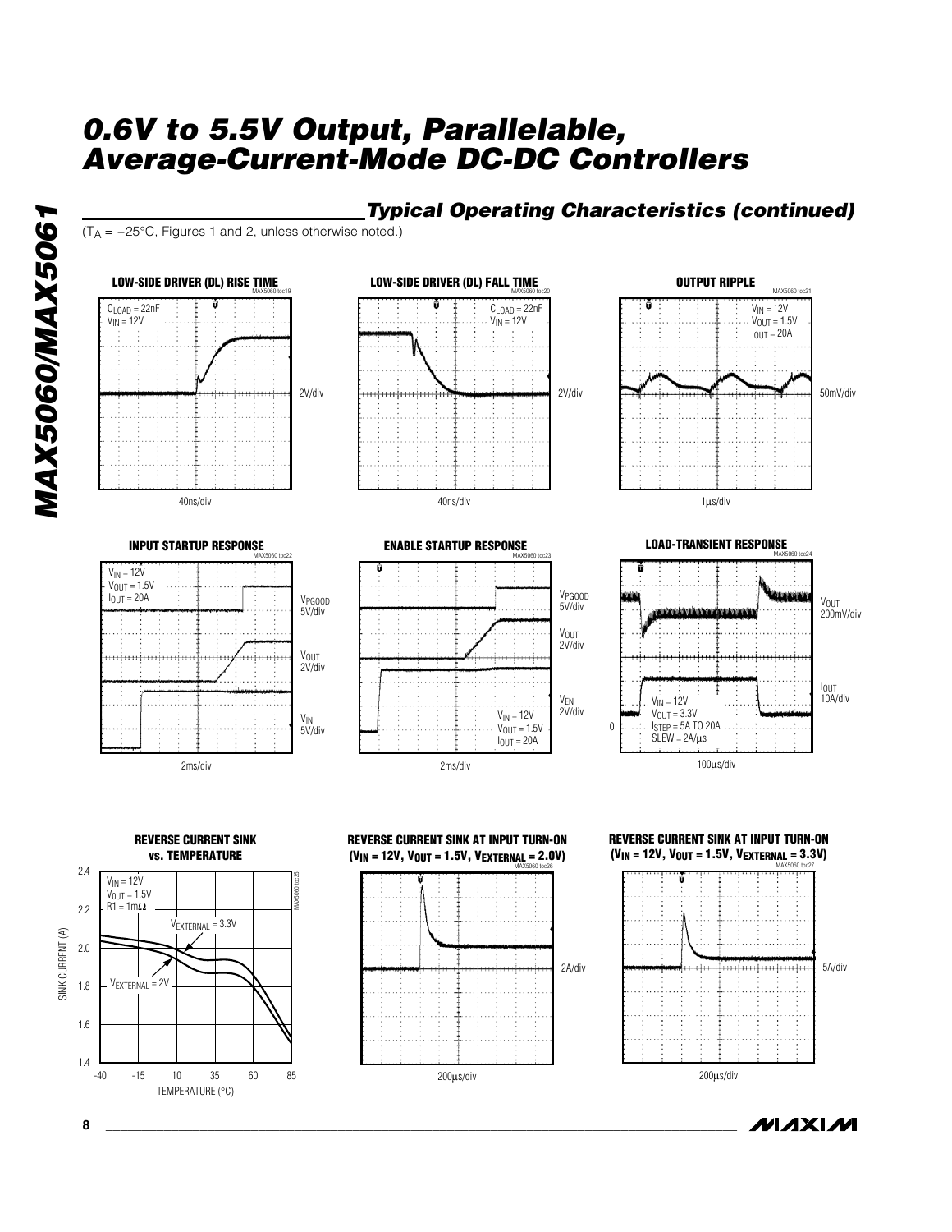## Typical Operating Characteristics (continued)

($T_A$ = +25°C, Figures 1 and 2, unless otherwise noted.)

**LOW-SIDE DRIVER (DL) RISE TIME**

$C_{LOAD}$ = 22nF
$V_{IN}$ = 12V

2V/div

40ns/div

**LOW-SIDE DRIVER (DL) FALL TIME**

$C_{LOAD}$ = 22nF
$V_{IN}$ = 12V

2V/div

40ns/div

**OUTPUT RIPPLE**

$V_{IN}$ = 12V
$V_{OUT}$ = 1.5V
$I_{OUT}$ = 20A

50mV/div

1µs/div

**INPUT STARTUP RESPONSE**

$V_{IN}$ = 12V
$V_{OUT}$ = 1.5V
$I_{OUT}$ = 20A

$V_{PGOOD}$ 5V/div

$V_{OUT}$ 2V/div

$V_{IN}$ 5V/div

2ms/div

**ENABLE STARTUP RESPONSE**

$V_{PGOOD}$ 5V/div

$V_{OUT}$ 2V/div

$V_{EN}$ 2V/div

$V_{IN}$ = 12V
$V_{OUT}$ = 1.5V
$I_{OUT}$ = 20A

2ms/div

**LOAD-TRANSIENT RESPONSE**

$V_{OUT}$ 200mV/div

$I_{OUT}$ 10A/div

$V_{IN}$ = 12V
$V_{OUT}$ = 3.3V
$I_{STEP}$ = 5A TO 20A
SLEW = 2A/µs

0

100µs/div

**REVERSE CURRENT SINK vs. TEMPERATURE**

$V_{IN}$ = 12V
$V_{OUT}$ = 1.5V
R1 = 1mΩ

$V_{EXTERNAL}$ = 3.3V

$V_{EXTERNAL}$ = 2V

SINK CURRENT (A): 1.4 to 2.4

TEMPERATURE (°C): -40 to 85

**REVERSE CURRENT SINK AT INPUT TURN-ON ($V_{IN}$ = 12V, $V_{OUT}$ = 1.5V, $V_{EXTERNAL}$ = 2.0V)**

2A/div

200µs/div

**REVERSE CURRENT SINK AT INPUT TURN-ON ($V_{IN}$ = 12V, $V_{OUT}$ = 1.5V, $V_{EXTERNAL}$ = 3.3V)**

5A/div

200µs/div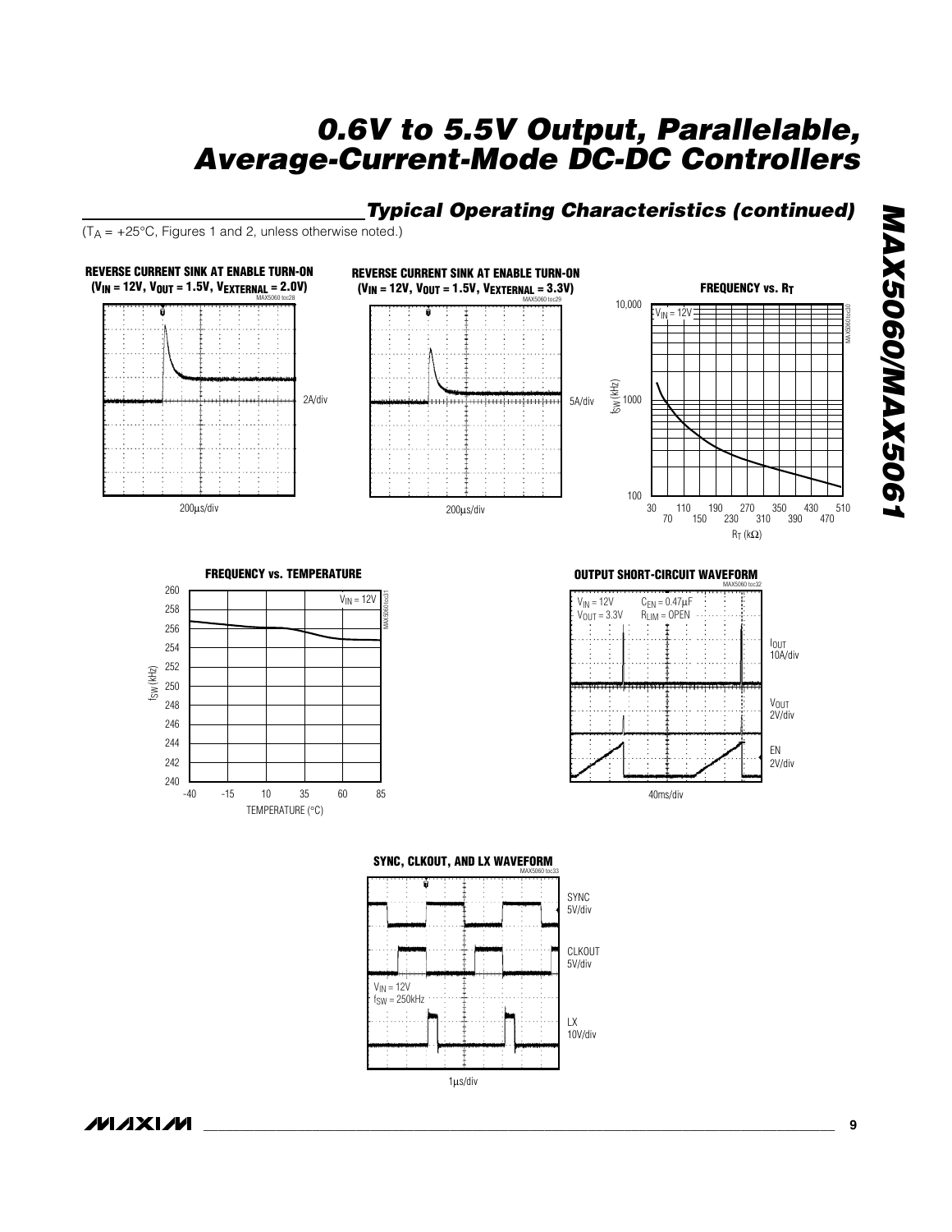## Typical Operating Characteristics (continued)

($T_A$ = +25°C, Figures 1 and 2, unless otherwise noted.)

**REVERSE CURRENT SINK AT ENABLE TURN-ON ($V_{IN}$ = 12V, $V_{OUT}$ = 1.5V, $V_{EXTERNAL}$ = 2.0V)**

MAX5060 toc28

2A/div

200µs/div

**REVERSE CURRENT SINK AT ENABLE TURN-ON ($V_{IN}$ = 12V, $V_{OUT}$ = 1.5V, $V_{EXTERNAL}$ = 3.3V)**

MAX5060 toc29

5A/div

200µs/div

**FREQUENCY vs. $R_T$**

MAX5060 toc30

$V_{IN}$ = 12V

$f_{SW}$ (kHz): 100, 1000, 10,000

$R_T$ (kΩ): 30, 70, 110, 150, 190, 230, 270, 310, 350, 390, 430, 470, 510

**FREQUENCY vs. TEMPERATURE**

MAX5060 toc31

$V_{IN}$ = 12V

$f_{SW}$ (kHz): 240, 242, 244, 246, 248, 250, 252, 254, 256, 258, 260

TEMPERATURE (°C): -40, -15, 10, 35, 60, 85

**OUTPUT SHORT-CIRCUIT WAVEFORM**

MAX5060 toc32

$V_{IN}$ = 12V, $V_{OUT}$ = 3.3V, $C_{EN}$ = 0.47µF, $R_{LIM}$ = OPEN

$I_{OUT}$ 10A/div

$V_{OUT}$ 2V/div

EN 2V/div

40ms/div

**SYNC, CLKOUT, AND LX WAVEFORM**

MAX5060 toc33

$V_{IN}$ = 12V, $f_{SW}$ = 250kHz

SYNC 5V/div

CLKOUT 5V/div

LX 10V/div

1µs/div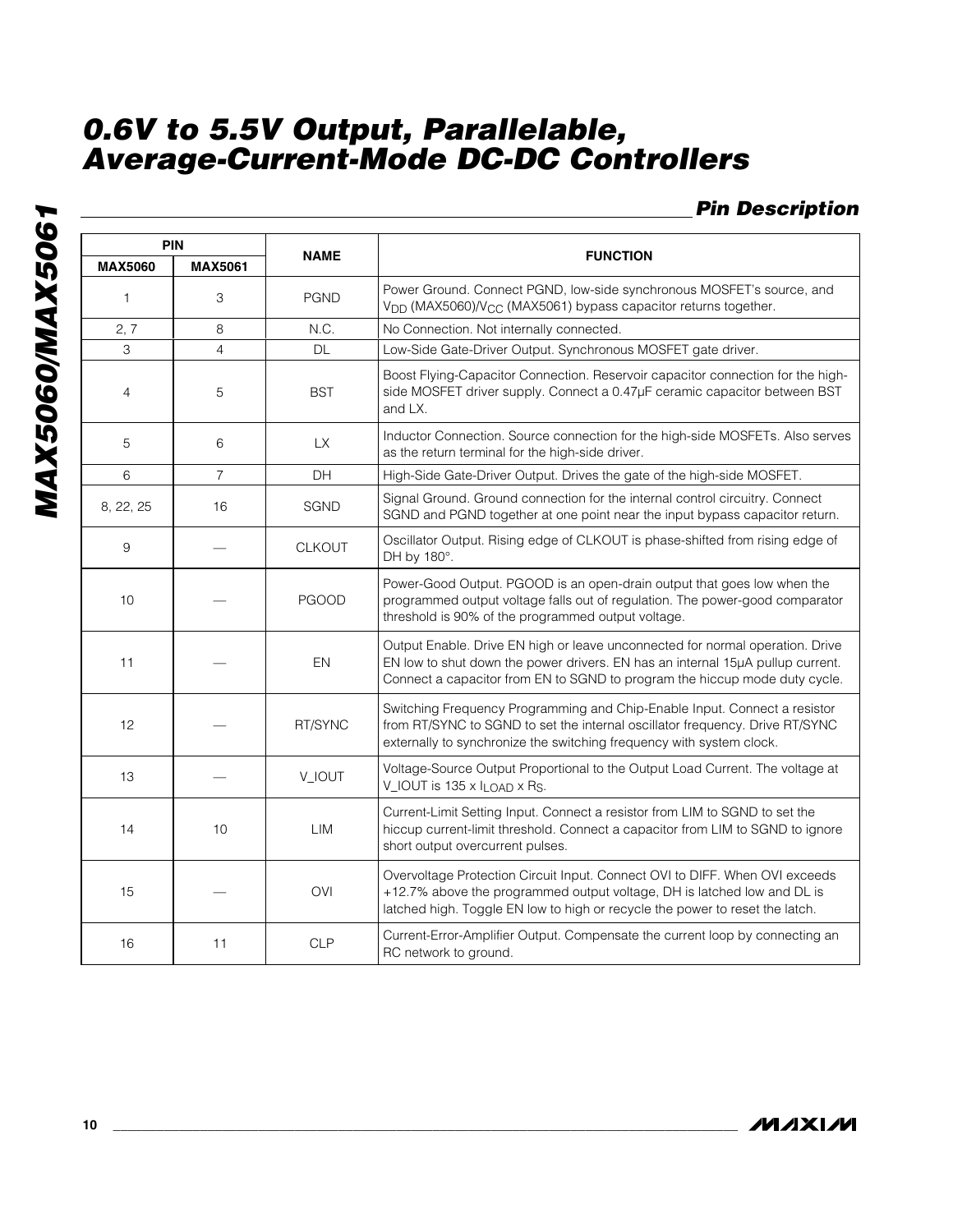## Pin Description

| PIN | | NAME | FUNCTION |
|---|---|---|---|
| MAX5060 | MAX5061 | | |
| 1 | 3 | PGND | Power Ground. Connect PGND, low-side synchronous MOSFET's source, and $V_{DD}$ (MAX5060)/$V_{CC}$ (MAX5061) bypass capacitor returns together. |
| 2, 7 | 8 | N.C. | No Connection. Not internally connected. |
| 3 | 4 | DL | Low-Side Gate-Driver Output. Synchronous MOSFET gate driver. |
| 4 | 5 | BST | Boost Flying-Capacitor Connection. Reservoir capacitor connection for the high-side MOSFET driver supply. Connect a 0.47µF ceramic capacitor between BST and LX. |
| 5 | 6 | LX | Inductor Connection. Source connection for the high-side MOSFETs. Also serves as the return terminal for the high-side driver. |
| 6 | 7 | DH | High-Side Gate-Driver Output. Drives the gate of the high-side MOSFET. |
| 8, 22, 25 | 16 | SGND | Signal Ground. Ground connection for the internal control circuitry. Connect SGND and PGND together at one point near the input bypass capacitor return. |
| 9 | — | CLKOUT | Oscillator Output. Rising edge of CLKOUT is phase-shifted from rising edge of DH by 180°. |
| 10 | — | PGOOD | Power-Good Output. PGOOD is an open-drain output that goes low when the programmed output voltage falls out of regulation. The power-good comparator threshold is 90% of the programmed output voltage. |
| 11 | — | EN | Output Enable. Drive EN high or leave unconnected for normal operation. Drive EN low to shut down the power drivers. EN has an internal 15µA pullup current. Connect a capacitor from EN to SGND to program the hiccup mode duty cycle. |
| 12 | — | RT/SYNC | Switching Frequency Programming and Chip-Enable Input. Connect a resistor from RT/SYNC to SGND to set the internal oscillator frequency. Drive RT/SYNC externally to synchronize the switching frequency with system clock. |
| 13 | — | V_IOUT | Voltage-Source Output Proportional to the Output Load Current. The voltage at V_IOUT is 135 x $I_{LOAD}$ x $R_S$. |
| 14 | 10 | LIM | Current-Limit Setting Input. Connect a resistor from LIM to SGND to set the hiccup current-limit threshold. Connect a capacitor from LIM to SGND to ignore short output overcurrent pulses. |
| 15 | — | OVI | Overvoltage Protection Circuit Input. Connect OVI to DIFF. When OVI exceeds +12.7% above the programmed output voltage, DH is latched low and DL is latched high. Toggle EN low to high or recycle the power to reset the latch. |
| 16 | 11 | CLP | Current-Error-Amplifier Output. Compensate the current loop by connecting an RC network to ground. |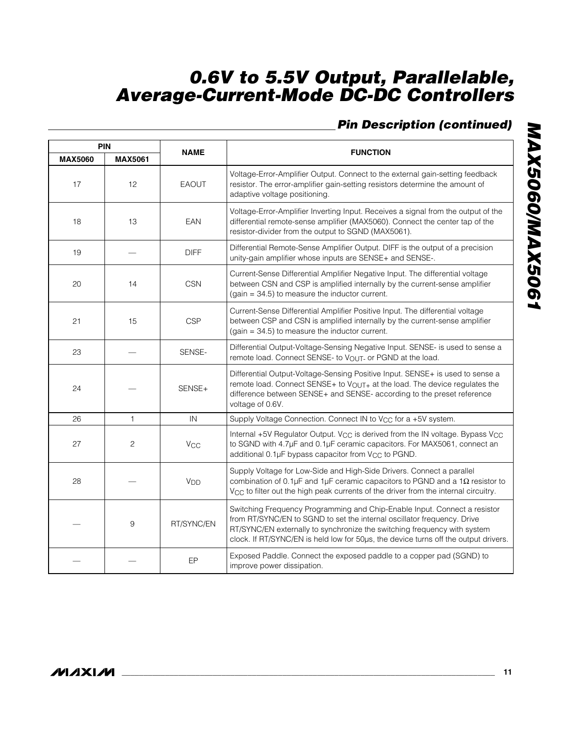## Pin Description (continued)

| PIN | | NAME | FUNCTION |
|---|---|---|---|
| MAX5060 | MAX5061 | | |
| 17 | 12 | EAOUT | Voltage-Error-Amplifier Output. Connect to the external gain-setting feedback resistor. The error-amplifier gain-setting resistors determine the amount of adaptive voltage positioning. |
| 18 | 13 | EAN | Voltage-Error-Amplifier Inverting Input. Receives a signal from the output of the differential remote-sense amplifier (MAX5060). Connect the center tap of the resistor-divider from the output to SGND (MAX5061). |
| 19 | — | DIFF | Differential Remote-Sense Amplifier Output. DIFF is the output of a precision unity-gain amplifier whose inputs are SENSE+ and SENSE-. |
| 20 | 14 | CSN | Current-Sense Differential Amplifier Negative Input. The differential voltage between CSN and CSP is amplified internally by the current-sense amplifier (gain = 34.5) to measure the inductor current. |
| 21 | 15 | CSP | Current-Sense Differential Amplifier Positive Input. The differential voltage between CSP and CSN is amplified internally by the current-sense amplifier (gain = 34.5) to measure the inductor current. |
| 23 | — | SENSE- | Differential Output-Voltage-Sensing Negative Input. SENSE- is used to sense a remote load. Connect SENSE- to $V_{OUT-}$ or PGND at the load. |
| 24 | — | SENSE+ | Differential Output-Voltage-Sensing Positive Input. SENSE+ is used to sense a remote load. Connect SENSE+ to $V_{OUT+}$ at the load. The device regulates the difference between SENSE+ and SENSE- according to the preset reference voltage of 0.6V. |
| 26 | 1 | IN | Supply Voltage Connection. Connect IN to $V_{CC}$ for a +5V system. |
| 27 | 2 | $V_{CC}$ | Internal +5V Regulator Output. $V_{CC}$ is derived from the IN voltage. Bypass $V_{CC}$ to SGND with 4.7µF and 0.1µF ceramic capacitors. For MAX5061, connect an additional 0.1µF bypass capacitor from $V_{CC}$ to PGND. |
| 28 | — | $V_{DD}$ | Supply Voltage for Low-Side and High-Side Drivers. Connect a parallel combination of 0.1µF and 1µF ceramic capacitors to PGND and a 1Ω resistor to $V_{CC}$ to filter out the high peak currents of the driver from the internal circuitry. |
| — | 9 | RT/SYNC/EN | Switching Frequency Programming and Chip-Enable Input. Connect a resistor from RT/SYNC/EN to SGND to set the internal oscillator frequency. Drive RT/SYNC/EN externally to synchronize the switching frequency with system clock. If RT/SYNC/EN is held low for 50µs, the device turns off the output drivers. |
| — | — | EP | Exposed Paddle. Connect the exposed paddle to a copper pad (SGND) to improve power dissipation. |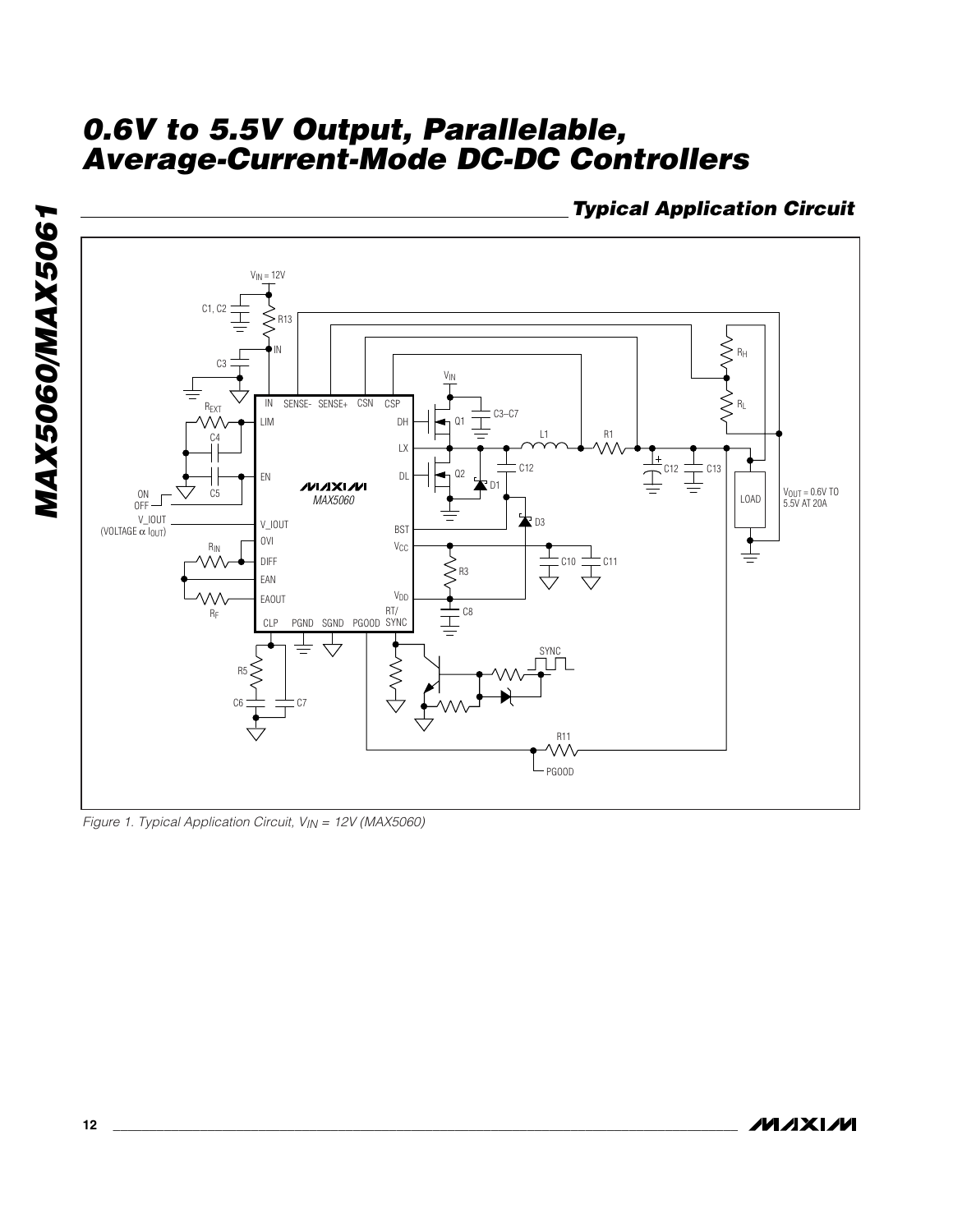## Typical Application Circuit

*Figure 1. Typical Application Circuit, $V_{IN}$ = 12V (MAX5060)*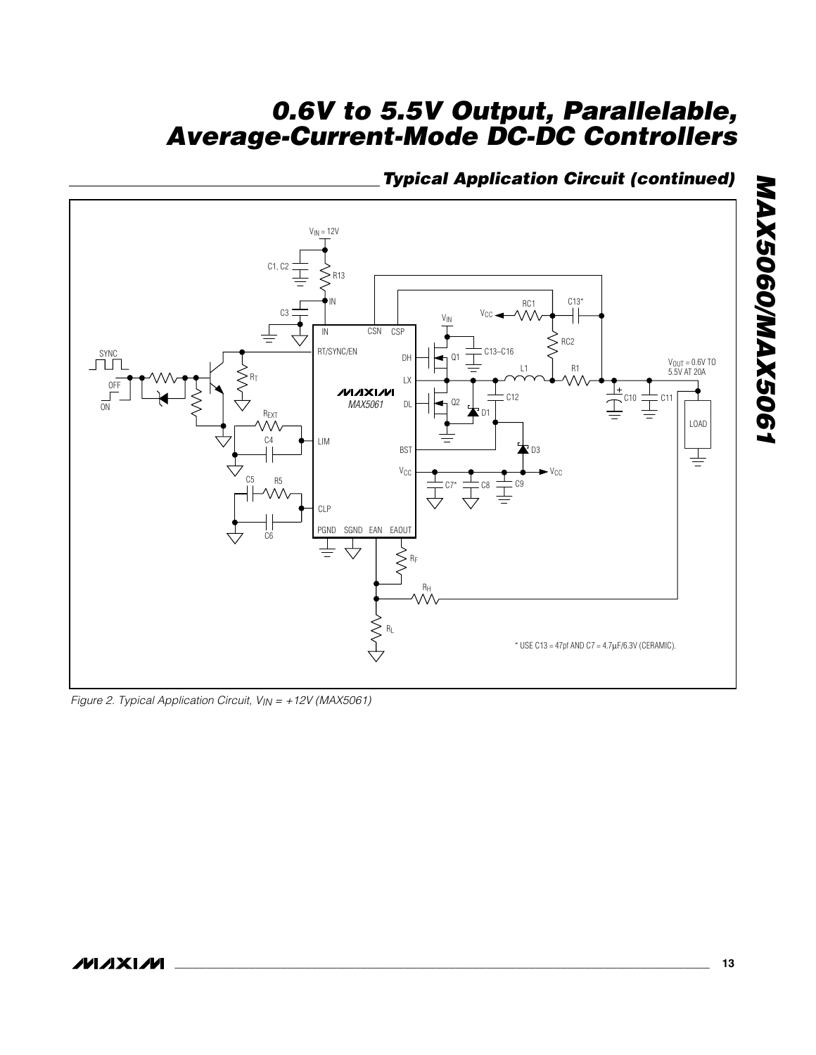## Typical Application Circuit (continued)

\* USE C13 = 47pf AND C7 = 4.7μF/6.3V (CERAMIC).

*Figure 2. Typical Application Circuit, $V_{IN}$ = +12V (MAX5061)*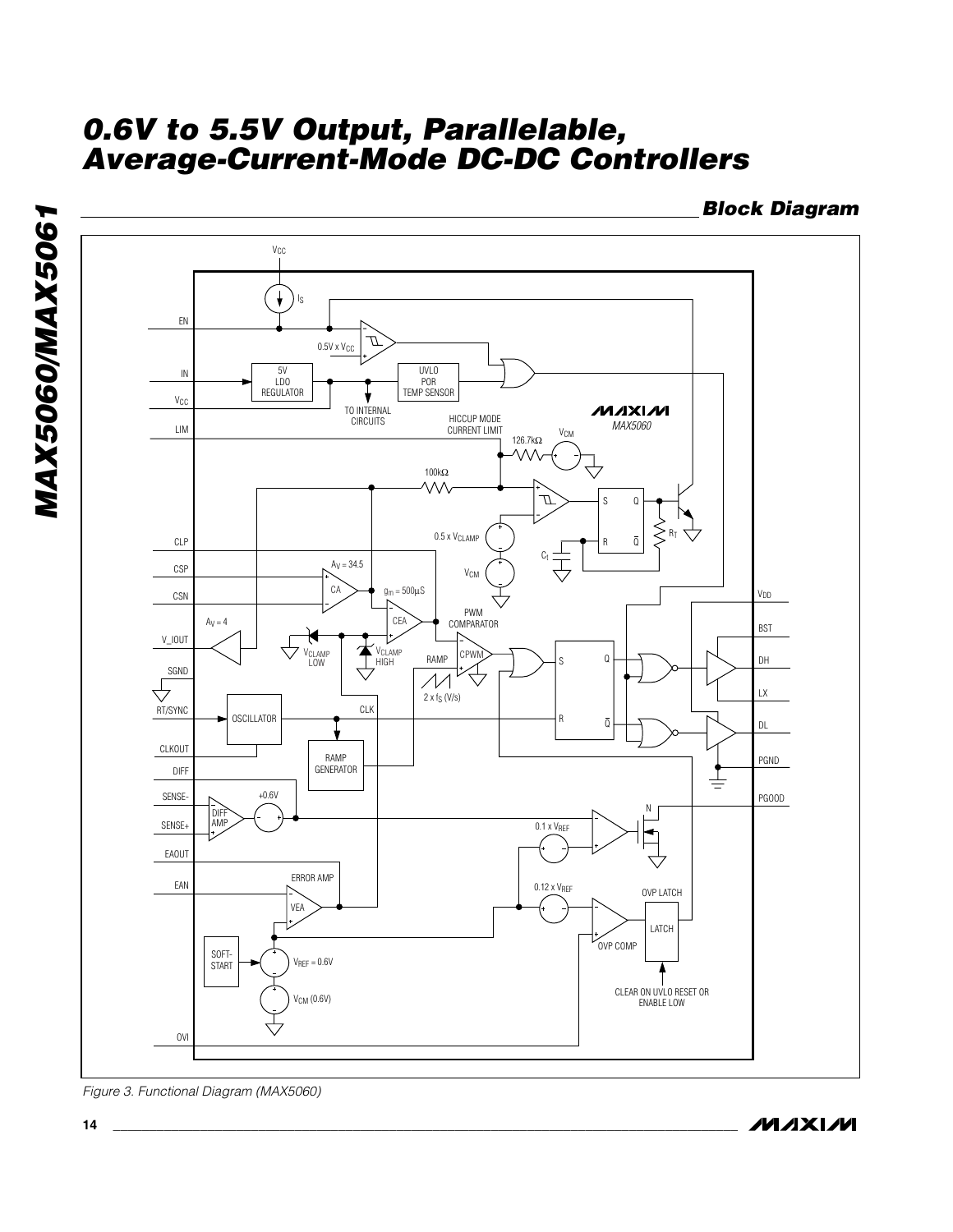## Block Diagram

EN

IN

$V_{CC}$

LIM

CLP

CSP

CSN

V_IOUT

SGND

RT/SYNC

CLKOUT

DIFF

SENSE-

SENSE+

EAOUT

EAN

OVI

$V_{CC}$

$I_S$

$0.5V \times V_{CC}$

5V LDO REGULATOR

UVLO POR TEMP SENSOR

TO INTERNAL CIRCUITS

HICCUP MODE CURRENT LIMIT

MAX5060

$V_{CM}$

126.7kΩ

100kΩ

S Q

R $\bar{Q}$

$R_T$

$C_T$

$0.5 \times V_{CLAMP}$

$V_{CM}$

$A_V = 34.5$

CA

$g_m = 500\mu S$

CEA

$A_V = 4$

$V_{CLAMP}$ LOW

$V_{CLAMP}$ HIGH

PWM COMPARATOR

CPWM

RAMP

$2 \times f_S$ (V/s)

S Q

R $\bar{Q}$

OSCILLATOR

CLK

RAMP GENERATOR

$V_{DD}$

BST

DH

LX

DL

PGND

PGOOD

N

DIFF AMP

+0.6V

$0.1 \times V_{REF}$

$0.12 \times V_{REF}$

ERROR AMP

VEA

OVP LATCH

LATCH

OVP COMP

SOFT-START

$V_{REF} = 0.6V$

$V_{CM}$ (0.6V)

CLEAR ON UVLO RESET OR ENABLE LOW

*Figure 3. Functional Diagram (MAX5060)*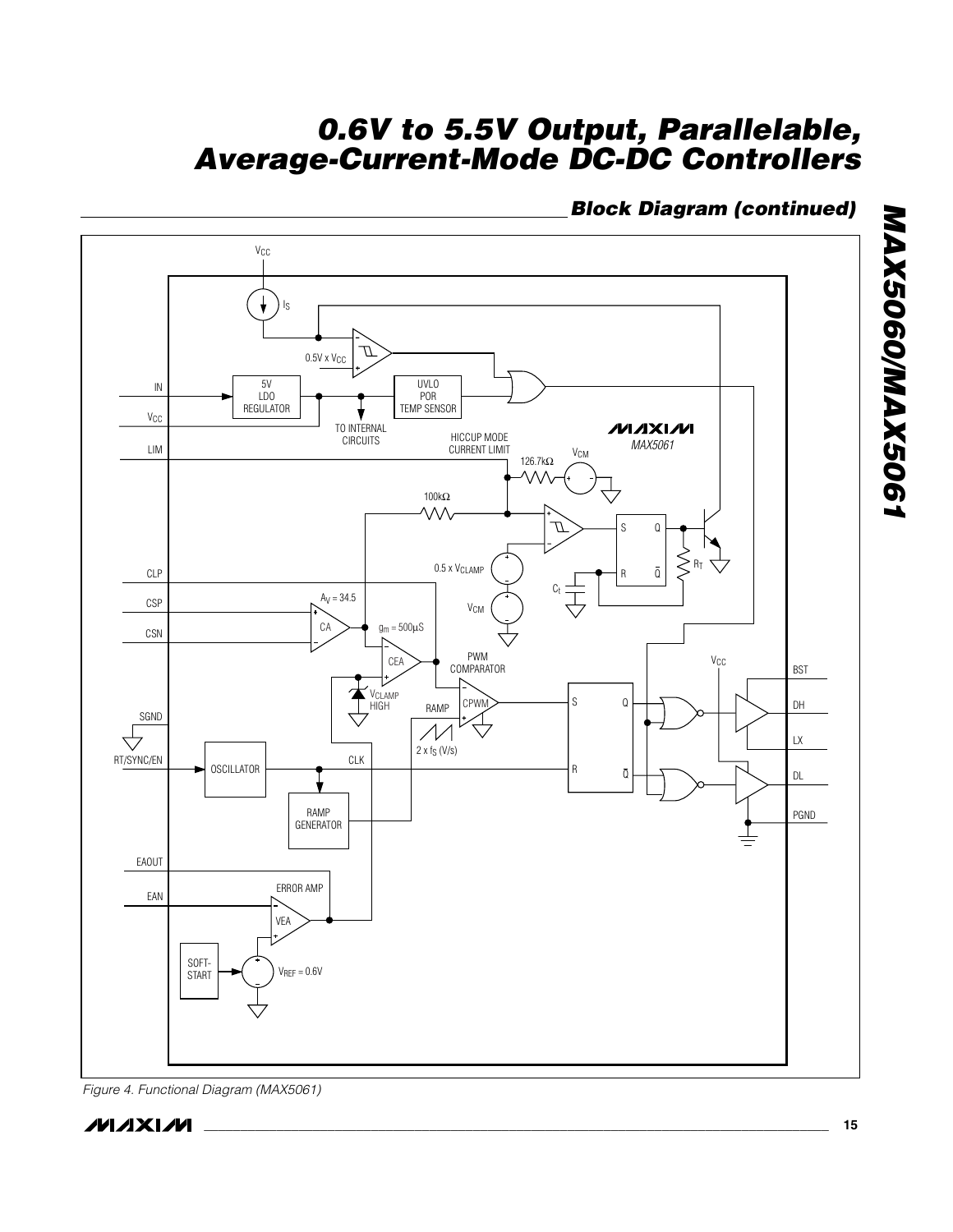## Block Diagram (continued)

Figure 4. Functional Diagram (MAX5061)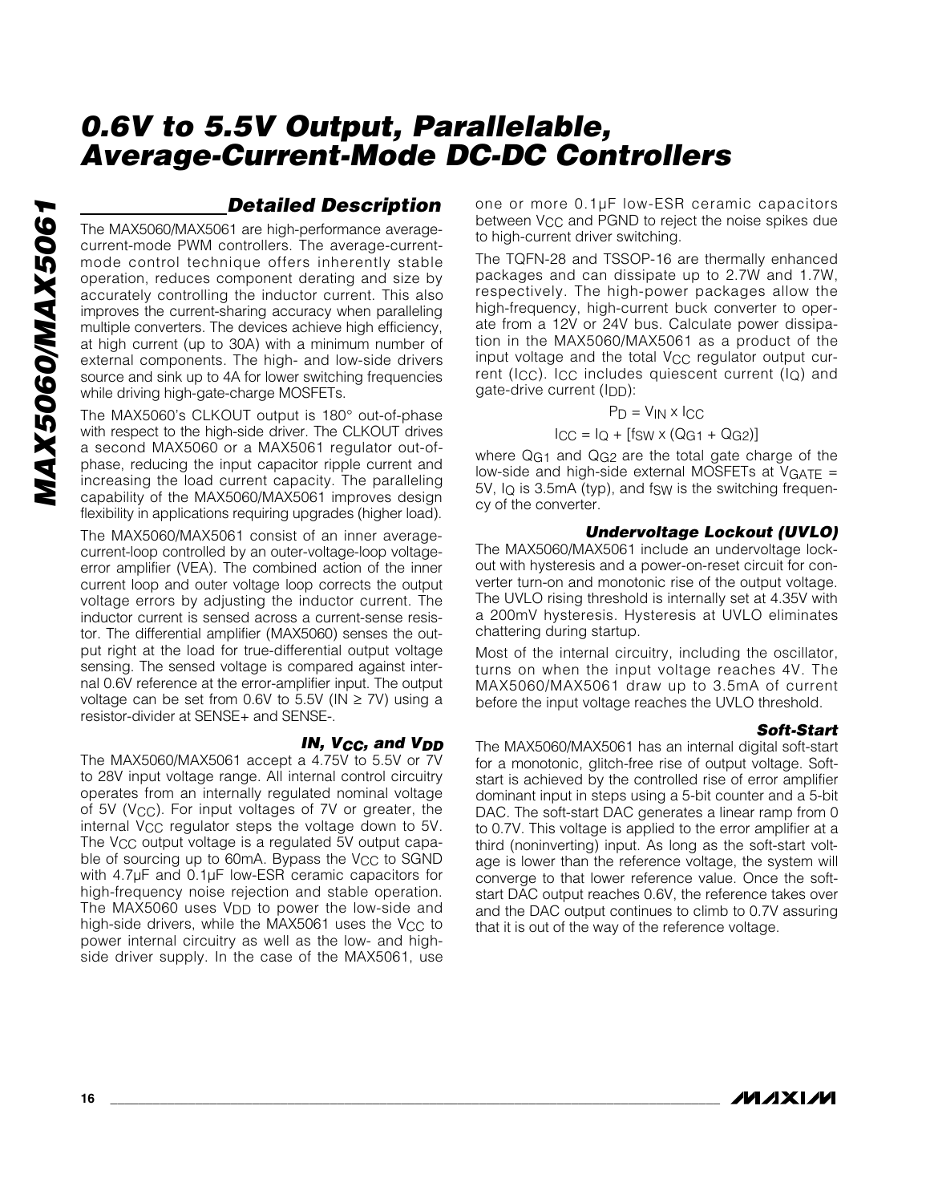## Detailed Description

The MAX5060/MAX5061 are high-performance average-current-mode PWM controllers. The average-current-mode control technique offers inherently stable operation, reduces component derating and size by accurately controlling the inductor current. This also improves the current-sharing accuracy when paralleling multiple converters. The devices achieve high efficiency, at high current (up to 30A) with a minimum number of external components. The high- and low-side drivers source and sink up to 4A for lower switching frequencies while driving high-gate-charge MOSFETs.

The MAX5060's CLKOUT output is 180° out-of-phase with respect to the high-side driver. The CLKOUT drives a second MAX5060 or a MAX5061 regulator out-of-phase, reducing the input capacitor ripple current and increasing the load current capacity. The paralleling capability of the MAX5060/MAX5061 improves design flexibility in applications requiring upgrades (higher load).

The MAX5060/MAX5061 consist of an inner average-current-loop controlled by an outer-voltage-loop voltage-error amplifier (VEA). The combined action of the inner current loop and outer voltage loop corrects the output voltage errors by adjusting the inductor current. The inductor current is sensed across a current-sense resistor. The differential amplifier (MAX5060) senses the output right at the load for true-differential output voltage sensing. The sensed voltage is compared against internal 0.6V reference at the error-amplifier input. The output voltage can be set from 0.6V to 5.5V (IN ≥ 7V) using a resistor-divider at SENSE+ and SENSE-.

### IN, $V_{CC}$, and $V_{DD}$

The MAX5060/MAX5061 accept a 4.75V to 5.5V or 7V to 28V input voltage range. All internal control circuitry operates from an internally regulated nominal voltage of 5V ($V_{CC}$). For input voltages of 7V or greater, the internal $V_{CC}$ regulator steps the voltage down to 5V. The $V_{CC}$ output voltage is a regulated 5V output capable of sourcing up to 60mA. Bypass the $V_{CC}$ to SGND with 4.7µF and 0.1µF low-ESR ceramic capacitors for high-frequency noise rejection and stable operation. The MAX5060 uses $V_{DD}$ to power the low-side and high-side drivers, while the MAX5061 uses the $V_{CC}$ to power internal circuitry as well as the low- and high-side driver supply. In the case of the MAX5061, use one or more 0.1µF low-ESR ceramic capacitors between $V_{CC}$ and PGND to reject the noise spikes due to high-current driver switching.

The TQFN-28 and TSSOP-16 are thermally enhanced packages and can dissipate up to 2.7W and 1.7W, respectively. The high-power packages allow the high-frequency, high-current buck converter to operate from a 12V or 24V bus. Calculate power dissipation in the MAX5060/MAX5061 as a product of the input voltage and the total $V_{CC}$ regulator output current ($I_{CC}$). $I_{CC}$ includes quiescent current ($I_Q$) and gate-drive current ($I_{DD}$):

$$P_D = V_{IN} \times I_{CC}$$

$$I_{CC} = I_Q + [f_{SW} \times (Q_{G1} + Q_{G2})]$$

where $Q_{G1}$ and $Q_{G2}$ are the total gate charge of the low-side and high-side external MOSFETs at $V_{GATE}$ = 5V, $I_Q$ is 3.5mA (typ), and $f_{SW}$ is the switching frequency of the converter.

### Undervoltage Lockout (UVLO)

The MAX5060/MAX5061 include an undervoltage lockout with hysteresis and a power-on-reset circuit for converter turn-on and monotonic rise of the output voltage. The UVLO rising threshold is internally set at 4.35V with a 200mV hysteresis. Hysteresis at UVLO eliminates chattering during startup.

Most of the internal circuitry, including the oscillator, turns on when the input voltage reaches 4V. The MAX5060/MAX5061 draw up to 3.5mA of current before the input voltage reaches the UVLO threshold.

### Soft-Start

The MAX5060/MAX5061 has an internal digital soft-start for a monotonic, glitch-free rise of output voltage. Soft-start is achieved by the controlled rise of error amplifier dominant input in steps using a 5-bit counter and a 5-bit DAC. The soft-start DAC generates a linear ramp from 0 to 0.7V. This voltage is applied to the error amplifier at a third (noninverting) input. As long as the soft-start voltage is lower than the reference voltage, the system will converge to that lower reference value. Once the soft-start DAC output reaches 0.6V, the reference takes over and the DAC output continues to climb to 0.7V assuring that it is out of the way of the reference voltage.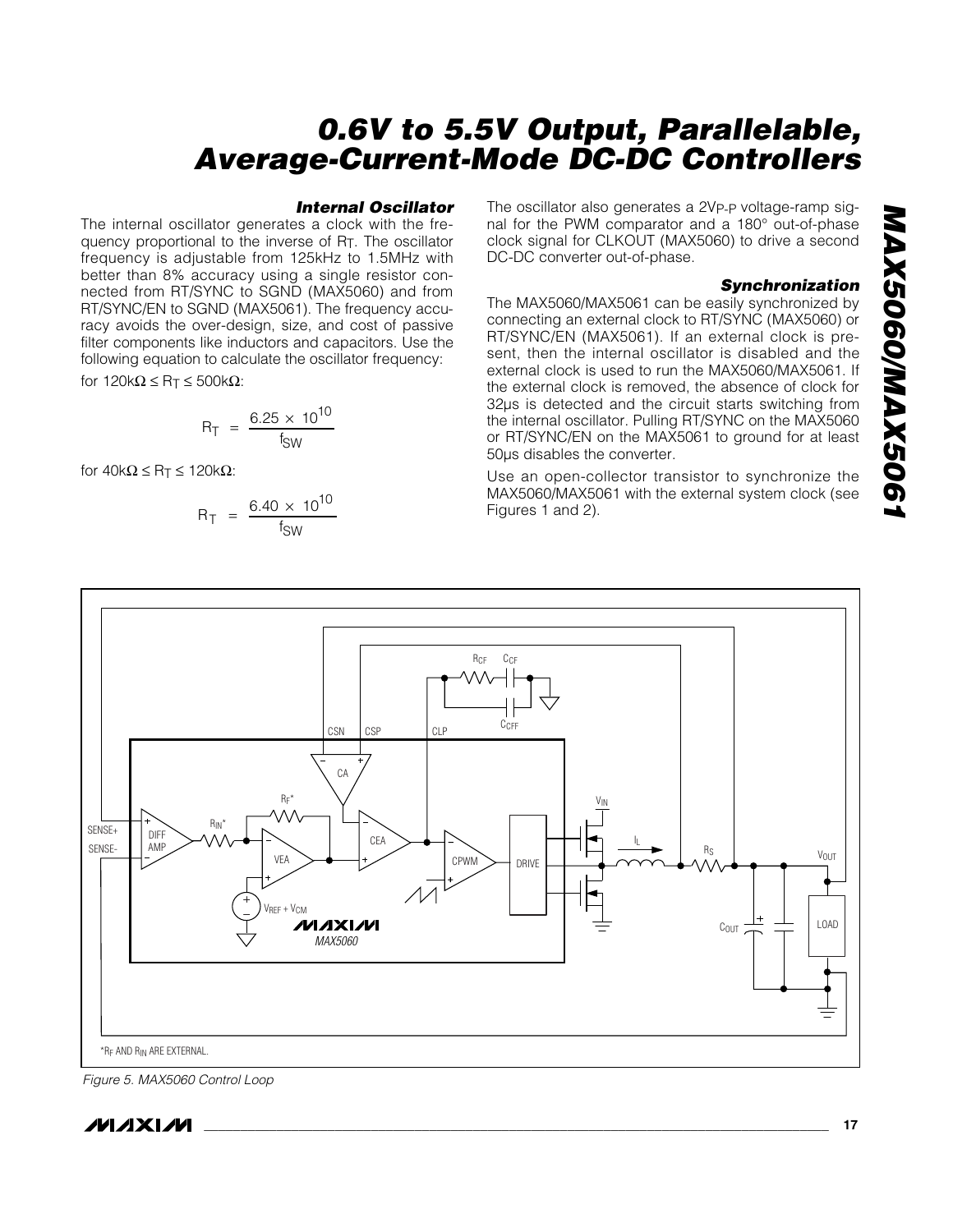### Internal Oscillator

The internal oscillator generates a clock with the frequency proportional to the inverse of $R_T$. The oscillator frequency is adjustable from 125kHz to 1.5MHz with better than 8% accuracy using a single resistor connected from RT/SYNC to SGND (MAX5060) and from RT/SYNC/EN to SGND (MAX5061). The frequency accuracy avoids the over-design, size, and cost of passive filter components like inductors and capacitors. Use the following equation to calculate the oscillator frequency:

for $120k\Omega \le R_T \le 500k\Omega$:

$$R_T = \frac{6.25 \times 10^{10}}{f_{SW}}$$

for $40k\Omega \le R_T \le 120k\Omega$:

$$R_T = \frac{6.40 \times 10^{10}}{f_{SW}}$$

The oscillator also generates a $2V_{P-P}$ voltage-ramp signal for the PWM comparator and a 180° out-of-phase clock signal for CLKOUT (MAX5060) to drive a second DC-DC converter out-of-phase.

### Synchronization

The MAX5060/MAX5061 can be easily synchronized by connecting an external clock to RT/SYNC (MAX5060) or RT/SYNC/EN (MAX5061). If an external clock is present, then the internal oscillator is disabled and the external clock is used to run the MAX5060/MAX5061. If the external clock is removed, the absence of clock for 32µs is detected and the circuit starts switching from the internal oscillator. Pulling RT/SYNC on the MAX5060 or RT/SYNC/EN on the MAX5061 to ground for at least 50µs disables the converter.

Use an open-collector transistor to synchronize the MAX5060/MAX5061 with the external system clock (see Figures 1 and 2).

*$R_F$ AND $R_{IN}$ ARE EXTERNAL.

*Figure 5. MAX5060 Control Loop*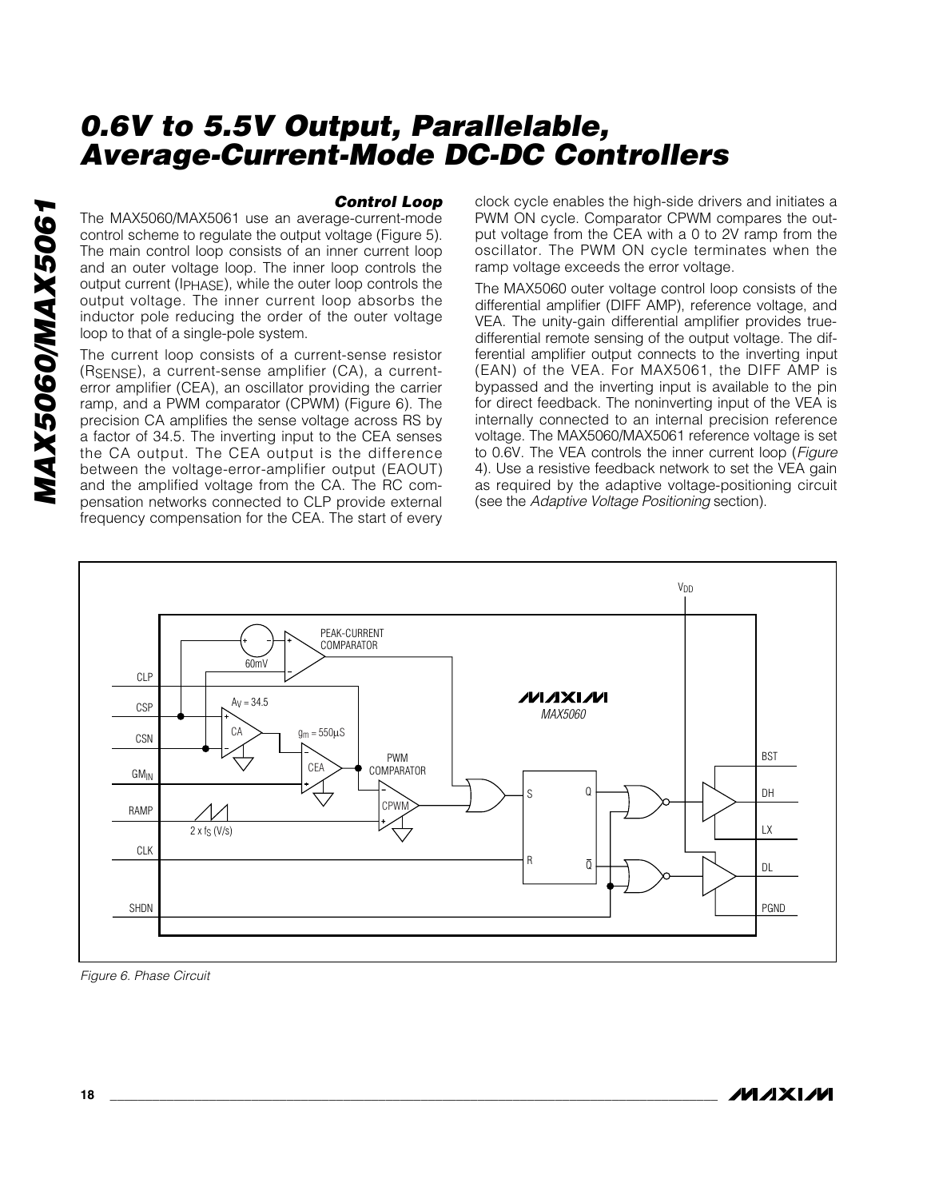### Control Loop

The MAX5060/MAX5061 use an average-current-mode control scheme to regulate the output voltage (Figure 5). The main control loop consists of an inner current loop and an outer voltage loop. The inner loop controls the output current ($I_{PHASE}$), while the outer loop controls the output voltage. The inner current loop absorbs the inductor pole reducing the order of the outer voltage loop to that of a single-pole system.

The current loop consists of a current-sense resistor ($R_{SENSE}$), a current-sense amplifier (CA), a current-error amplifier (CEA), an oscillator providing the carrier ramp, and a PWM comparator (CPWM) (Figure 6). The precision CA amplifies the sense voltage across RS by a factor of 34.5. The inverting input to the CEA senses the CA output. The CEA output is the difference between the voltage-error-amplifier output (EAOUT) and the amplified voltage from the CA. The RC compensation networks connected to CLP provide external frequency compensation for the CEA. The start of every clock cycle enables the high-side drivers and initiates a PWM ON cycle. Comparator CPWM compares the output voltage from the CEA with a 0 to 2V ramp from the oscillator. The PWM ON cycle terminates when the ramp voltage exceeds the error voltage.

The MAX5060 outer voltage control loop consists of the differential amplifier (DIFF AMP), reference voltage, and VEA. The unity-gain differential amplifier provides true-differential remote sensing of the output voltage. The differential amplifier output connects to the inverting input (EAN) of the VEA. For MAX5061, the DIFF AMP is bypassed and the inverting input is available to the pin for direct feedback. The noninverting input of the VEA is internally connected to an internal precision reference voltage. The MAX5060/MAX5061 reference voltage is set to 0.6V. The VEA controls the inner current loop (*Figure* 4). Use a resistive feedback network to set the VEA gain as required by the adaptive voltage-positioning circuit (see the *Adaptive Voltage Positioning* section).

*Figure 6. Phase Circuit*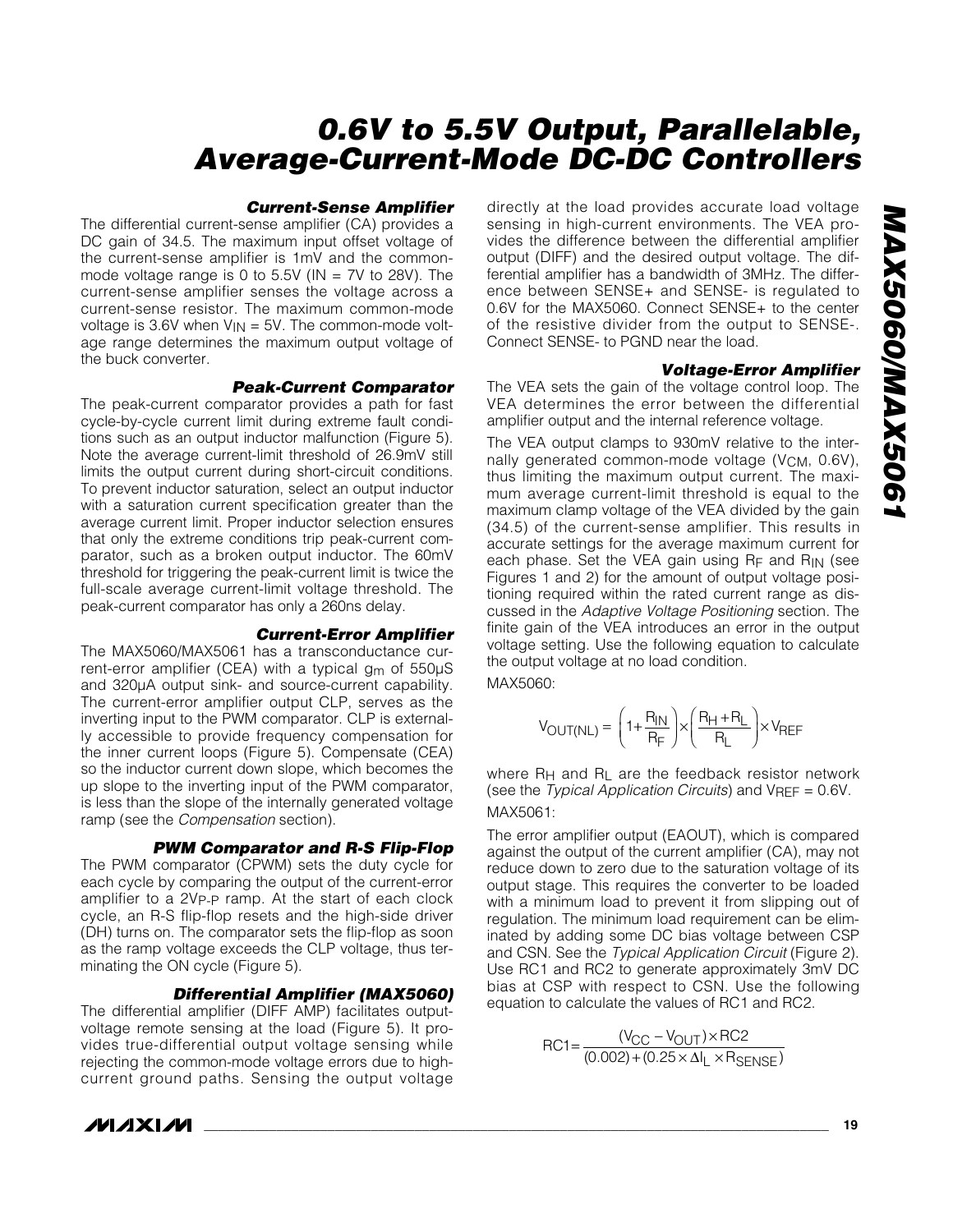### Current-Sense Amplifier

The differential current-sense amplifier (CA) provides a DC gain of 34.5. The maximum input offset voltage of the current-sense amplifier is 1mV and the common-mode voltage range is 0 to 5.5V (IN = 7V to 28V). The current-sense amplifier senses the voltage across a current-sense resistor. The maximum common-mode voltage is 3.6V when $V_{IN}$ = 5V. The common-mode voltage range determines the maximum output voltage of the buck converter.

### Peak-Current Comparator

The peak-current comparator provides a path for fast cycle-by-cycle current limit during extreme fault conditions such as an output inductor malfunction (Figure 5). Note the average current-limit threshold of 26.9mV still limits the output current during short-circuit conditions. To prevent inductor saturation, select an output inductor with a saturation current specification greater than the average current limit. Proper inductor selection ensures that only the extreme conditions trip peak-current comparator, such as a broken output inductor. The 60mV threshold for triggering the peak-current limit is twice the full-scale average current-limit voltage threshold. The peak-current comparator has only a 260ns delay.

### Current-Error Amplifier

The MAX5060/MAX5061 has a transconductance current-error amplifier (CEA) with a typical $g_m$ of 550µS and 320µA output sink- and source-current capability. The current-error amplifier output CLP, serves as the inverting input to the PWM comparator. CLP is externally accessible to provide frequency compensation for the inner current loops (Figure 5). Compensate (CEA) so the inductor current down slope, which becomes the up slope to the inverting input of the PWM comparator, is less than the slope of the internally generated voltage ramp (see the *Compensation* section).

### PWM Comparator and R-S Flip-Flop

The PWM comparator (CPWM) sets the duty cycle for each cycle by comparing the output of the current-error amplifier to a $2V_{P-P}$ ramp. At the start of each clock cycle, an R-S flip-flop resets and the high-side driver (DH) turns on. The comparator sets the flip-flop as soon as the ramp voltage exceeds the CLP voltage, thus terminating the ON cycle (Figure 5).

### Differential Amplifier (MAX5060)

The differential amplifier (DIFF AMP) facilitates output-voltage remote sensing at the load (Figure 5). It provides true-differential output voltage sensing while rejecting the common-mode voltage errors due to high-current ground paths. Sensing the output voltage directly at the load provides accurate load voltage sensing in high-current environments. The VEA provides the difference between the differential amplifier output (DIFF) and the desired output voltage. The differential amplifier has a bandwidth of 3MHz. The difference between SENSE+ and SENSE- is regulated to 0.6V for the MAX5060. Connect SENSE+ to the center of the resistive divider from the output to SENSE-. Connect SENSE- to PGND near the load.

### Voltage-Error Amplifier

The VEA sets the gain of the voltage control loop. The VEA determines the error between the differential amplifier output and the internal reference voltage.

The VEA output clamps to 930mV relative to the internally generated common-mode voltage ($V_{CM}$, 0.6V), thus limiting the maximum output current. The maximum average current-limit threshold is equal to the maximum clamp voltage of the VEA divided by the gain (34.5) of the current-sense amplifier. This results in accurate settings for the average maximum current for each phase. Set the VEA gain using $R_F$ and $R_{IN}$ (see Figures 1 and 2) for the amount of output voltage positioning required within the rated current range as discussed in the *Adaptive Voltage Positioning* section. The finite gain of the VEA introduces an error in the output voltage setting. Use the following equation to calculate the output voltage at no load condition.

MAX5060:

$$V_{OUT(NL)} = \left(1 + \frac{R_{IN}}{R_F}\right) \times \left(\frac{R_H + R_L}{R_L}\right) \times V_{REF}$$

where $R_H$ and $R_L$ are the feedback resistor network (see the *Typical Application Circuits*) and $V_{REF}$ = 0.6V.

MAX5061:

The error amplifier output (EAOUT), which is compared against the output of the current amplifier (CA), may not reduce down to zero due to the saturation voltage of its output stage. This requires the converter to be loaded with a minimum load to prevent it from slipping out of regulation. The minimum load requirement can be eliminated by adding some DC bias voltage between CSP and CSN. See the *Typical Application Circuit* (Figure 2). Use RC1 and RC2 to generate approximately 3mV DC bias at CSP with respect to CSN. Use the following equation to calculate the values of RC1 and RC2.

$$RC1 = \frac{(V_{CC} - V_{OUT}) \times RC2}{(0.002) + (0.25 \times \Delta I_L \times R_{SENSE})}$$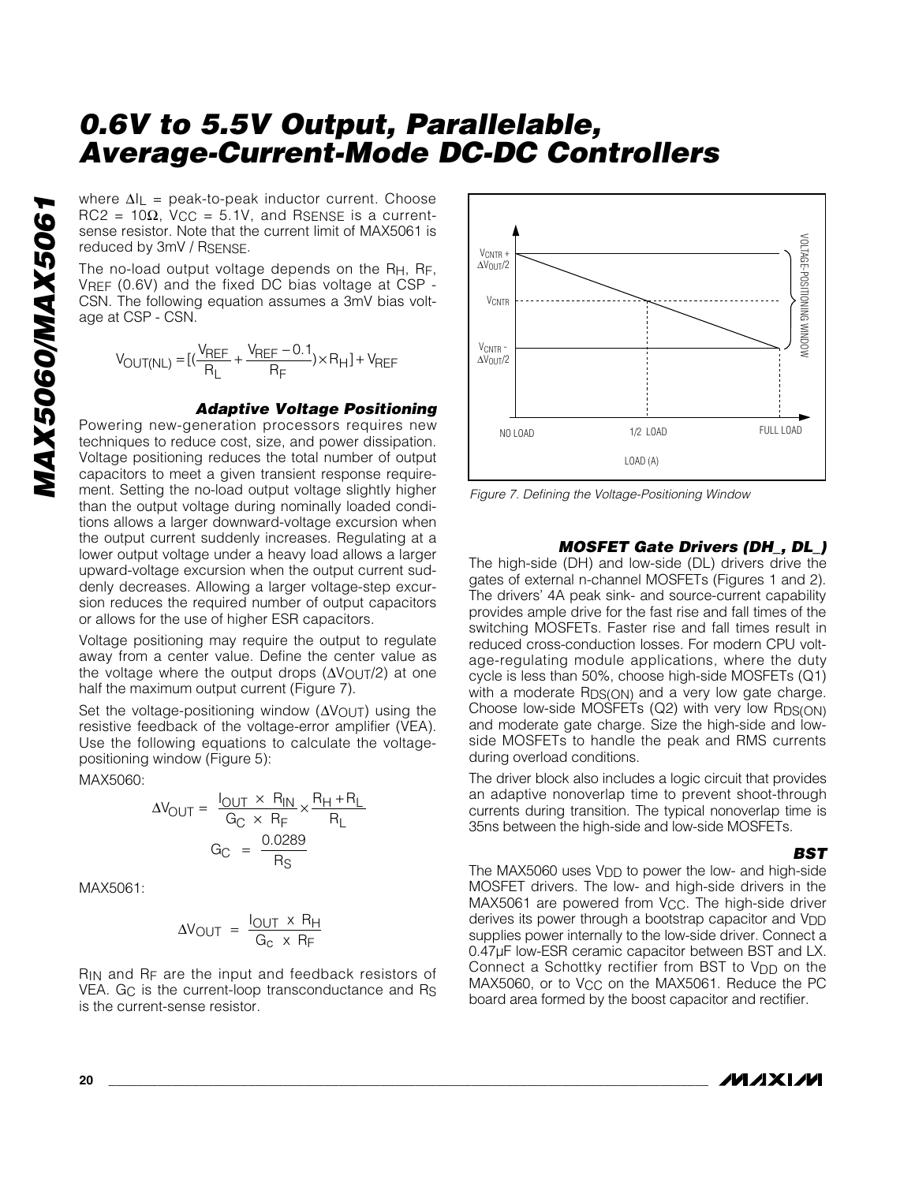where $\Delta I_L$ = peak-to-peak inductor current. Choose $R_{C2} = 10\Omega$, $V_{CC} = 5.1V$, and $R_{SENSE}$ is a current-sense resistor. Note that the current limit of MAX5061 is reduced by 3mV / $R_{SENSE}$.

The no-load output voltage depends on the $R_H$, $R_F$, $V_{REF}$ (0.6V) and the fixed DC bias voltage at CSP - CSN. The following equation assumes a 3mV bias voltage at CSP - CSN.

$$V_{OUT(NL)} = [(\frac{V_{REF}}{R_L} + \frac{V_{REF} - 0.1}{R_F}) \times R_H] + V_{REF}$$

### Adaptive Voltage Positioning

Powering new-generation processors requires new techniques to reduce cost, size, and power dissipation. Voltage positioning reduces the total number of output capacitors to meet a given transient response requirement. Setting the no-load output voltage slightly higher than the output voltage during nominally loaded conditions allows a larger downward-voltage excursion when the output current suddenly increases. Regulating at a lower output voltage under a heavy load allows a larger upward-voltage excursion when the output current suddenly decreases. Allowing a larger voltage-step excursion reduces the required number of output capacitors or allows for the use of higher ESR capacitors.

Voltage positioning may require the output to regulate away from a center value. Define the center value as the voltage where the output drops ($\Delta V_{OUT}/2$) at one half the maximum output current (Figure 7).

Set the voltage-positioning window ($\Delta V_{OUT}$) using the resistive feedback of the voltage-error amplifier (VEA). Use the following equations to calculate the voltage-positioning window (Figure 5):

MAX5060:

$$\Delta V_{OUT} = \frac{I_{OUT} \times R_{IN}}{G_C \times R_F} \times \frac{R_H + R_L}{R_L}$$

$$G_C = \frac{0.0289}{R_S}$$

MAX5061:

$$\Delta V_{OUT} = \frac{I_{OUT} \times R_H}{G_C \times R_F}$$

$R_{IN}$ and $R_F$ are the input and feedback resistors of VEA. $G_C$ is the current-loop transconductance and $R_S$ is the current-sense resistor.

Figure 7. Defining the Voltage-Positioning Window

### MOSFET Gate Drivers (DH_, DL_)

The high-side (DH) and low-side (DL) drivers drive the gates of external n-channel MOSFETs (Figures 1 and 2). The drivers' 4A peak sink- and source-current capability provides ample drive for the fast rise and fall times of the switching MOSFETs. Faster rise and fall times result in reduced cross-conduction losses. For modern CPU voltage-regulating module applications, where the duty cycle is less than 50%, choose high-side MOSFETs (Q1) with a moderate $R_{DS(ON)}$ and a very low gate charge. Choose low-side MOSFETs (Q2) with very low $R_{DS(ON)}$ and moderate gate charge. Size the high-side and low-side MOSFETs to handle the peak and RMS currents during overload conditions.

The driver block also includes a logic circuit that provides an adaptive nonoverlap time to prevent shoot-through currents during transition. The typical nonoverlap time is 35ns between the high-side and low-side MOSFETs.

### BST

The MAX5060 uses $V_{DD}$ to power the low- and high-side MOSFET drivers. The low- and high-side drivers in the MAX5061 are powered from $V_{CC}$. The high-side driver derives its power through a bootstrap capacitor and $V_{DD}$ supplies power internally to the low-side driver. Connect a 0.47µF low-ESR ceramic capacitor between BST and LX. Connect a Schottky rectifier from BST to $V_{DD}$ on the MAX5060, or to $V_{CC}$ on the MAX5061. Reduce the PC board area formed by the boost capacitor and rectifier.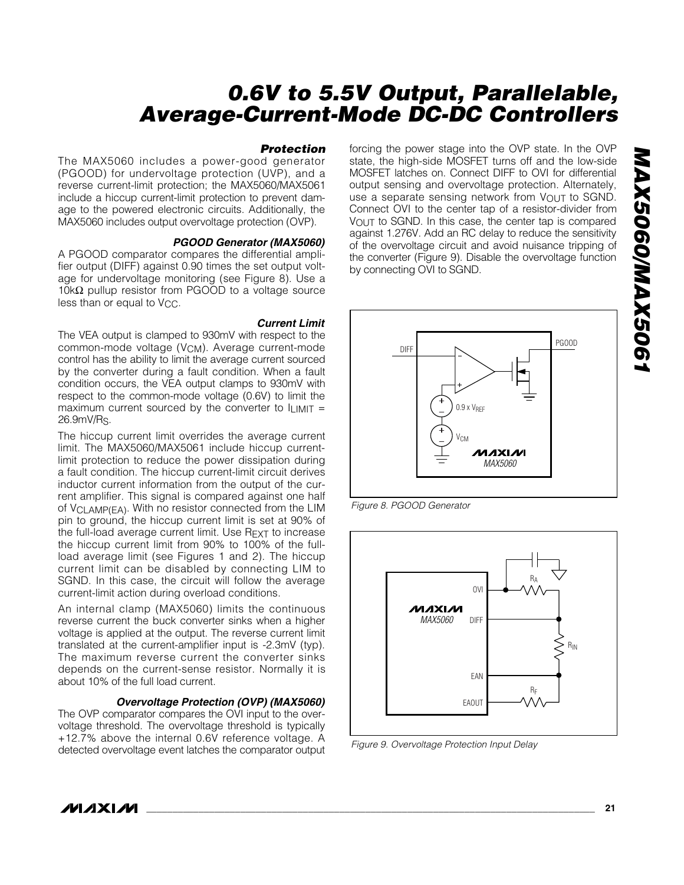### Protection

The MAX5060 includes a power-good generator (PGOOD) for undervoltage protection (UVP), and a reverse current-limit protection; the MAX5060/MAX5061 include a hiccup current-limit protection to prevent damage to the powered electronic circuits. Additionally, the MAX5060 includes output overvoltage protection (OVP).

#### PGOOD Generator (MAX5060)

A PGOOD comparator compares the differential amplifier output (DIFF) against 0.90 times the set output voltage for undervoltage monitoring (see Figure 8). Use a 10kΩ pullup resistor from PGOOD to a voltage source less than or equal to $V_{CC}$.

#### Current Limit

The VEA output is clamped to 930mV with respect to the common-mode voltage ($V_{CM}$). Average current-mode control has the ability to limit the average current sourced by the converter during a fault condition. When a fault condition occurs, the VEA output clamps to 930mV with respect to the common-mode voltage (0.6V) to limit the maximum current sourced by the converter to $I_{LIMIT} = 26.9mV/R_S$.

The hiccup current limit overrides the average current limit. The MAX5060/MAX5061 include hiccup current-limit protection to reduce the power dissipation during a fault condition. The hiccup current-limit circuit derives inductor current information from the output of the current amplifier. This signal is compared against one half of $V_{CLAMP(EA)}$. With no resistor connected from the LIM pin to ground, the hiccup current limit is set at 90% of the full-load average current limit. Use $R_{EXT}$ to increase the hiccup current limit from 90% to 100% of the full-load average limit (see Figures 1 and 2). The hiccup current limit can be disabled by connecting LIM to SGND. In this case, the circuit will follow the average current-limit action during overload conditions.

An internal clamp (MAX5060) limits the continuous reverse current the buck converter sinks when a higher voltage is applied at the output. The reverse current limit translated at the current-amplifier input is -2.3mV (typ). The maximum reverse current the converter sinks depends on the current-sense resistor. Normally it is about 10% of the full load current.

#### Overvoltage Protection (OVP) (MAX5060)

The OVP comparator compares the OVI input to the overvoltage threshold. The overvoltage threshold is typically +12.7% above the internal 0.6V reference voltage. A detected overvoltage event latches the comparator output forcing the power stage into the OVP state. In the OVP state, the high-side MOSFET turns off and the low-side MOSFET latches on. Connect DIFF to OVI for differential output sensing and overvoltage protection. Alternately, use a separate sensing network from $V_{OUT}$ to SGND. Connect OVI to the center tap of a resistor-divider from $V_{OUT}$ to SGND. In this case, the center tap is compared against 1.276V. Add an RC delay to reduce the sensitivity of the overvoltage circuit and avoid nuisance tripping of the converter (Figure 9). Disable the overvoltage function by connecting OVI to SGND.

Figure 8. PGOOD Generator

Figure 9. Overvoltage Protection Input Delay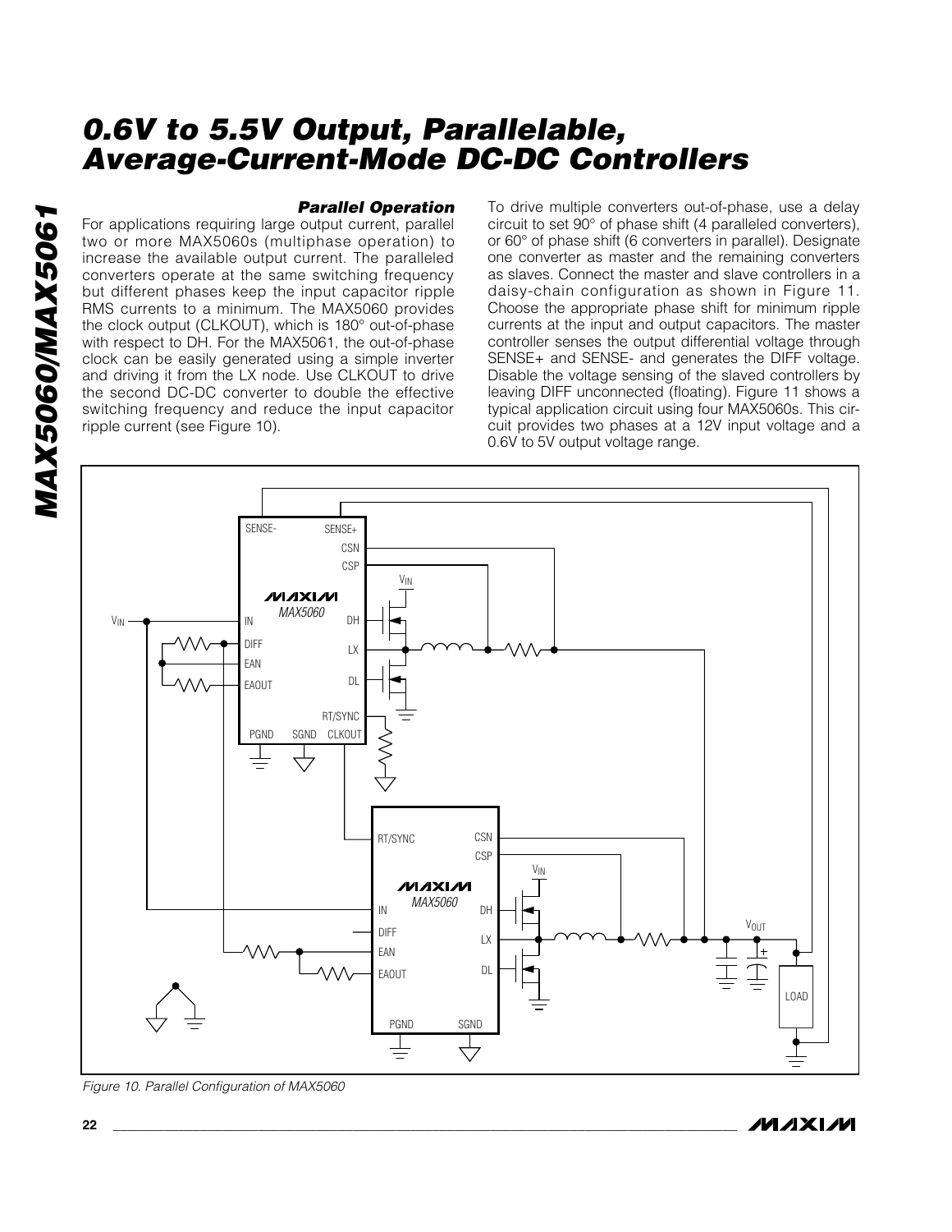### Parallel Operation

For applications requiring large output current, parallel two or more MAX5060s (multiphase operation) to increase the available output current. The paralleled converters operate at the same switching frequency but different phases keep the input capacitor ripple RMS currents to a minimum. The MAX5060 provides the clock output (CLKOUT), which is 180° out-of-phase with respect to DH. For the MAX5061, the out-of-phase clock can be easily generated using a simple inverter and driving it from the LX node. Use CLKOUT to drive the second DC-DC converter to double the effective switching frequency and reduce the input capacitor ripple current (see Figure 10).

To drive multiple converters out-of-phase, use a delay circuit to set 90° of phase shift (4 paralleled converters), or 60° of phase shift (6 converters in parallel). Designate one converter as master and the remaining converters as slaves. Connect the master and slave controllers in a daisy-chain configuration as shown in Figure 11. Choose the appropriate phase shift for minimum ripple currents at the input and output capacitors. The master controller senses the output differential voltage through SENSE+ and SENSE- and generates the DIFF voltage. Disable the voltage sensing of the slaved controllers by leaving DIFF unconnected (floating). Figure 11 shows a typical application circuit using four MAX5060s. This circuit provides two phases at a 12V input voltage and a 0.6V to 5V output voltage range.

*Figure 10. Parallel Configuration of MAX5060*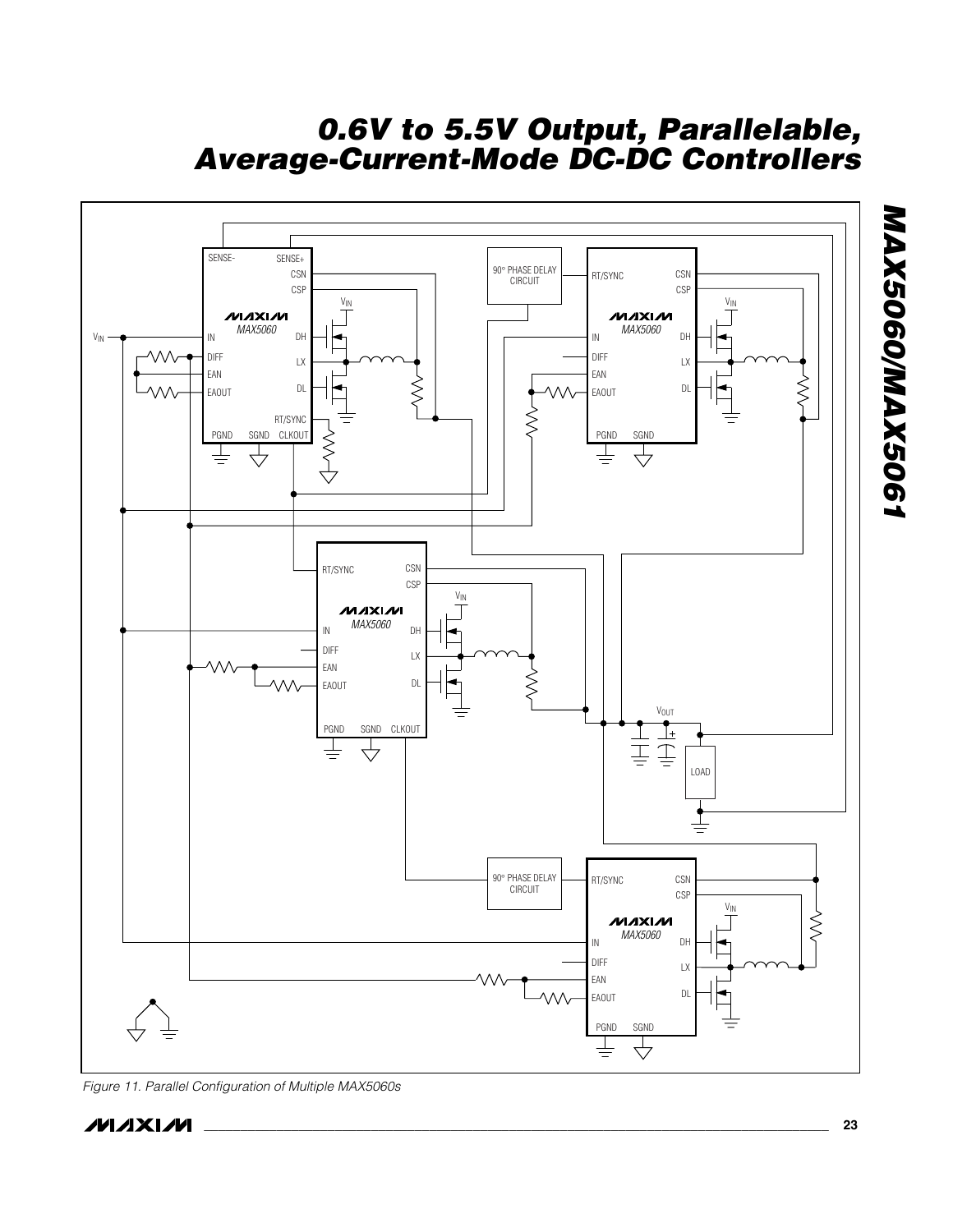Figure 11. Parallel Configuration of Multiple MAX5060s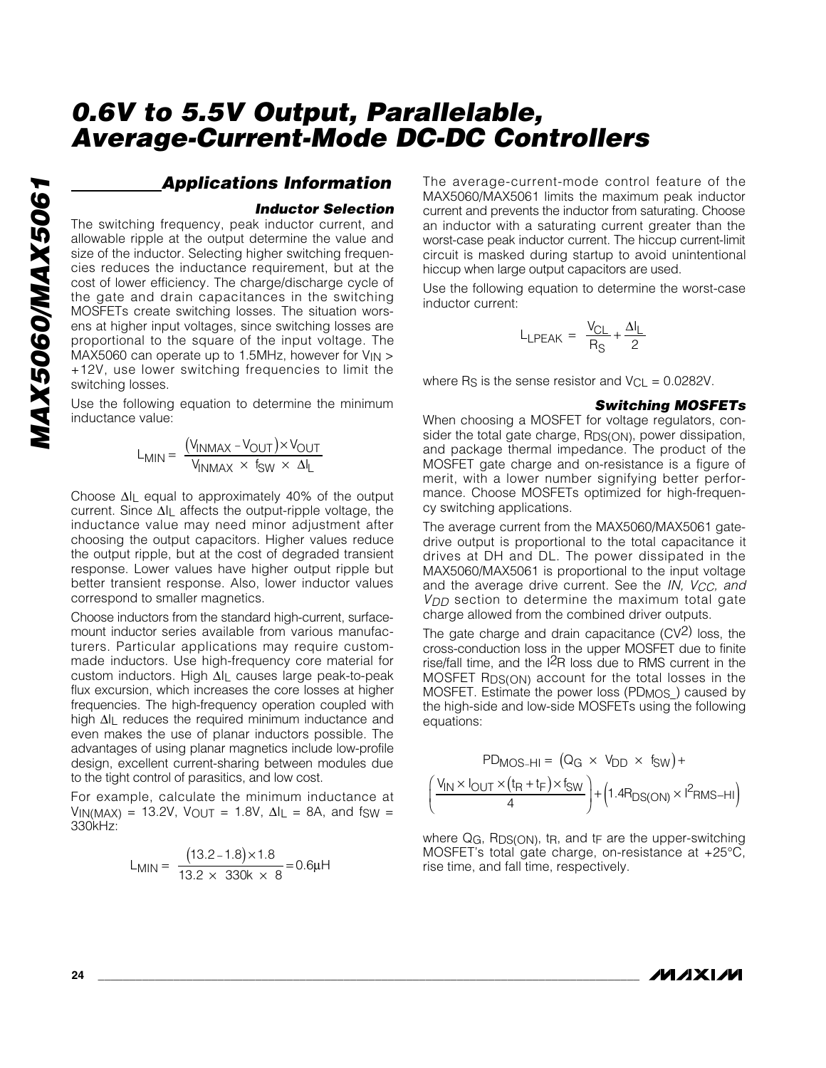## Applications Information

### Inductor Selection

The switching frequency, peak inductor current, and allowable ripple at the output determine the value and size of the inductor. Selecting higher switching frequencies reduces the inductance requirement, but at the cost of lower efficiency. The charge/discharge cycle of the gate and drain capacitances in the switching MOSFETs create switching losses. The situation worsens at higher input voltages, since switching losses are proportional to the square of the input voltage. The MAX5060 can operate up to 1.5MHz, however for $V_{IN}$ > +12V, use lower switching frequencies to limit the switching losses.

Use the following equation to determine the minimum inductance value:

$$L_{MIN} = \frac{(V_{INMAX} - V_{OUT}) \times V_{OUT}}{V_{INMAX} \times f_{SW} \times \Delta I_L}$$

Choose $\Delta I_L$ equal to approximately 40% of the output current. Since $\Delta I_L$ affects the output-ripple voltage, the inductance value may need minor adjustment after choosing the output capacitors. Higher values reduce the output ripple, but at the cost of degraded transient response. Lower values have higher output ripple but better transient response. Also, lower inductor values correspond to smaller magnetics.

Choose inductors from the standard high-current, surface-mount inductor series available from various manufacturers. Particular applications may require custom-made inductors. Use high-frequency core material for custom inductors. High $\Delta I_L$ causes large peak-to-peak flux excursion, which increases the core losses at higher frequencies. The high-frequency operation coupled with high $\Delta I_L$ reduces the required minimum inductance and even makes the use of planar inductors possible. The advantages of using planar magnetics include low-profile design, excellent current-sharing between modules due to the tight control of parasitics, and low cost.

For example, calculate the minimum inductance at $V_{IN(MAX)}$ = 13.2V, $V_{OUT}$ = 1.8V, $\Delta I_L$ = 8A, and $f_{SW}$ = 330kHz:

$$L_{MIN} = \frac{(13.2 - 1.8) \times 1.8}{13.2 \times 330k \times 8} = 0.6\mu H$$

The average-current-mode control feature of the MAX5060/MAX5061 limits the maximum peak inductor current and prevents the inductor from saturating. Choose an inductor with a saturating current greater than the worst-case peak inductor current. The hiccup current-limit circuit is masked during startup to avoid unintentional hiccup when large output capacitors are used.

Use the following equation to determine the worst-case inductor current:

$$L_{LPEAK} = \frac{V_{CL}}{R_S} + \frac{\Delta I_L}{2}$$

where $R_S$ is the sense resistor and $V_{CL}$ = 0.0282V.

### Switching MOSFETs

When choosing a MOSFET for voltage regulators, consider the total gate charge, $R_{DS(ON)}$, power dissipation, and package thermal impedance. The product of the MOSFET gate charge and on-resistance is a figure of merit, with a lower number signifying better performance. Choose MOSFETs optimized for high-frequency switching applications.

The average current from the MAX5060/MAX5061 gate-drive output is proportional to the total capacitance it drives at DH and DL. The power dissipated in the MAX5060/MAX5061 is proportional to the input voltage and the average drive current. See the *IN, $V_{CC}$, and $V_{DD}$* section to determine the maximum total gate charge allowed from the combined driver outputs.

The gate charge and drain capacitance ($CV^2$) loss, the cross-conduction loss in the upper MOSFET due to finite rise/fall time, and the $I^2R$ loss due to RMS current in the MOSFET $R_{DS(ON)}$ account for the total losses in the MOSFET. Estimate the power loss ($PD_{MOS\_}$) caused by the high-side and low-side MOSFETs using the following equations:

$$PD_{MOS-HI} = (Q_G \times V_{DD} \times f_{SW}) + \left(\frac{V_{IN} \times I_{OUT} \times (t_R + t_F) \times f_{SW}}{4}\right) + \left(1.4R_{DS(ON)} \times I^2_{RMS-HI}\right)$$

where $Q_G$, $R_{DS(ON)}$, $t_R$, and $t_F$ are the upper-switching MOSFET's total gate charge, on-resistance at +25°C, rise time, and fall time, respectively.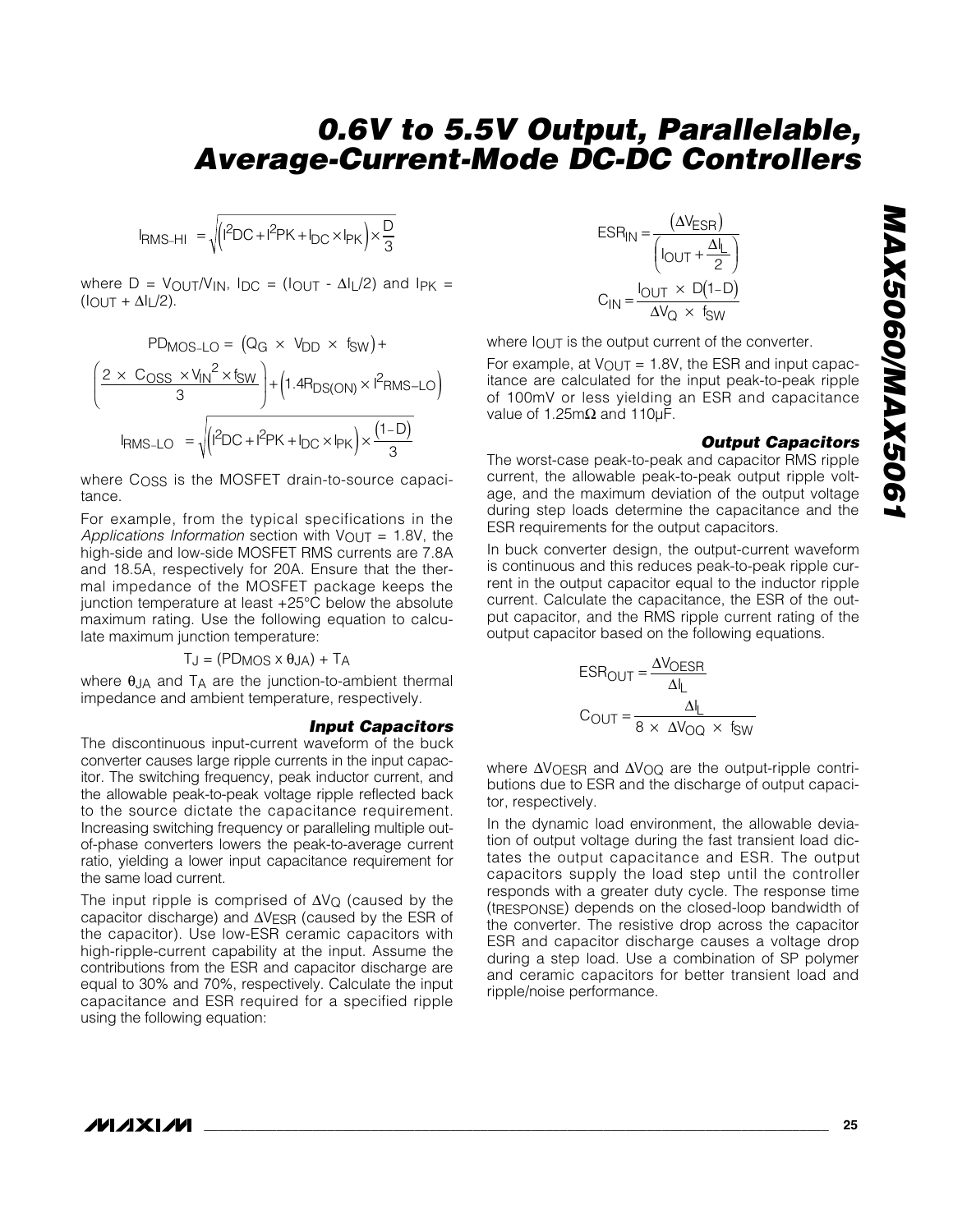$$I_{RMS-HI} = \sqrt{\left(I^2DC + I^2PK + I_{DC} \times I_{PK}\right) \times \frac{D}{3}}$$

where $D = V_{OUT}/V_{IN}$, $I_{DC} = (I_{OUT} - \Delta I_L/2)$ and $I_{PK} = (I_{OUT} + \Delta I_L/2)$.

$$PD_{MOS-LO} = \left(Q_G \times V_{DD} \times f_{SW}\right) + \left(\frac{2 \times C_{OSS} \times V_{IN}^2 \times f_{SW}}{3}\right) + \left(1.4R_{DS(ON)} \times I^2_{RMS-LO}\right)$$

$$I_{RMS-LO} = \sqrt{\left(I^2DC + I^2PK + I_{DC} \times I_{PK}\right) \times \frac{(1-D)}{3}}$$

where $C_{OSS}$ is the MOSFET drain-to-source capacitance.

For example, from the typical specifications in the *Applications Information* section with $V_{OUT}$ = 1.8V, the high-side and low-side MOSFET RMS currents are 7.8A and 18.5A, respectively for 20A. Ensure that the thermal impedance of the MOSFET package keeps the junction temperature at least +25°C below the absolute maximum rating. Use the following equation to calculate maximum junction temperature:

$$T_J = (PD_{MOS} \times \theta_{JA}) + T_A$$

where $\theta_{JA}$ and $T_A$ are the junction-to-ambient thermal impedance and ambient temperature, respectively.

### Input Capacitors

The discontinuous input-current waveform of the buck converter causes large ripple currents in the input capacitor. The switching frequency, peak inductor current, and the allowable peak-to-peak voltage ripple reflected back to the source dictate the capacitance requirement. Increasing switching frequency or paralleling multiple out-of-phase converters lowers the peak-to-average current ratio, yielding a lower input capacitance requirement for the same load current.

The input ripple is comprised of $\Delta V_Q$ (caused by the capacitor discharge) and $\Delta V_{ESR}$ (caused by the ESR of the capacitor). Use low-ESR ceramic capacitors with high-ripple-current capability at the input. Assume the contributions from the ESR and capacitor discharge are equal to 30% and 70%, respectively. Calculate the input capacitance and ESR required for a specified ripple using the following equation:

$$ESR_{IN} = \frac{\left(\Delta V_{ESR}\right)}{\left(I_{OUT} + \frac{\Delta I_L}{2}\right)}$$

$$C_{IN} = \frac{I_{OUT} \times D(1-D)}{\Delta V_Q \times f_{SW}}$$

where $I_{OUT}$ is the output current of the converter.

For example, at $V_{OUT}$ = 1.8V, the ESR and input capacitance are calculated for the input peak-to-peak ripple of 100mV or less yielding an ESR and capacitance value of 1.25mΩ and 110µF.

### Output Capacitors

The worst-case peak-to-peak and capacitor RMS ripple current, the allowable peak-to-peak output ripple voltage, and the maximum deviation of the output voltage during step loads determine the capacitance and the ESR requirements for the output capacitors.

In buck converter design, the output-current waveform is continuous and this reduces peak-to-peak ripple current in the output capacitor equal to the inductor ripple current. Calculate the capacitance, the ESR of the output capacitor, and the RMS ripple current rating of the output capacitor based on the following equations.

$$ESR_{OUT} = \frac{\Delta V_{OESR}}{\Delta I_L}$$

$$C_{OUT} = \frac{\Delta I_L}{8 \times \Delta V_{OQ} \times f_{SW}}$$

where $\Delta V_{OESR}$ and $\Delta V_{OQ}$ are the output-ripple contributions due to ESR and the discharge of output capacitor, respectively.

In the dynamic load environment, the allowable deviation of output voltage during the fast transient load dictates the output capacitance and ESR. The output capacitors supply the load step until the controller responds with a greater duty cycle. The response time ($t_{RESPONSE}$) depends on the closed-loop bandwidth of the converter. The resistive drop across the capacitor ESR and capacitor discharge causes a voltage drop during a step load. Use a combination of SP polymer and ceramic capacitors for better transient load and ripple/noise performance.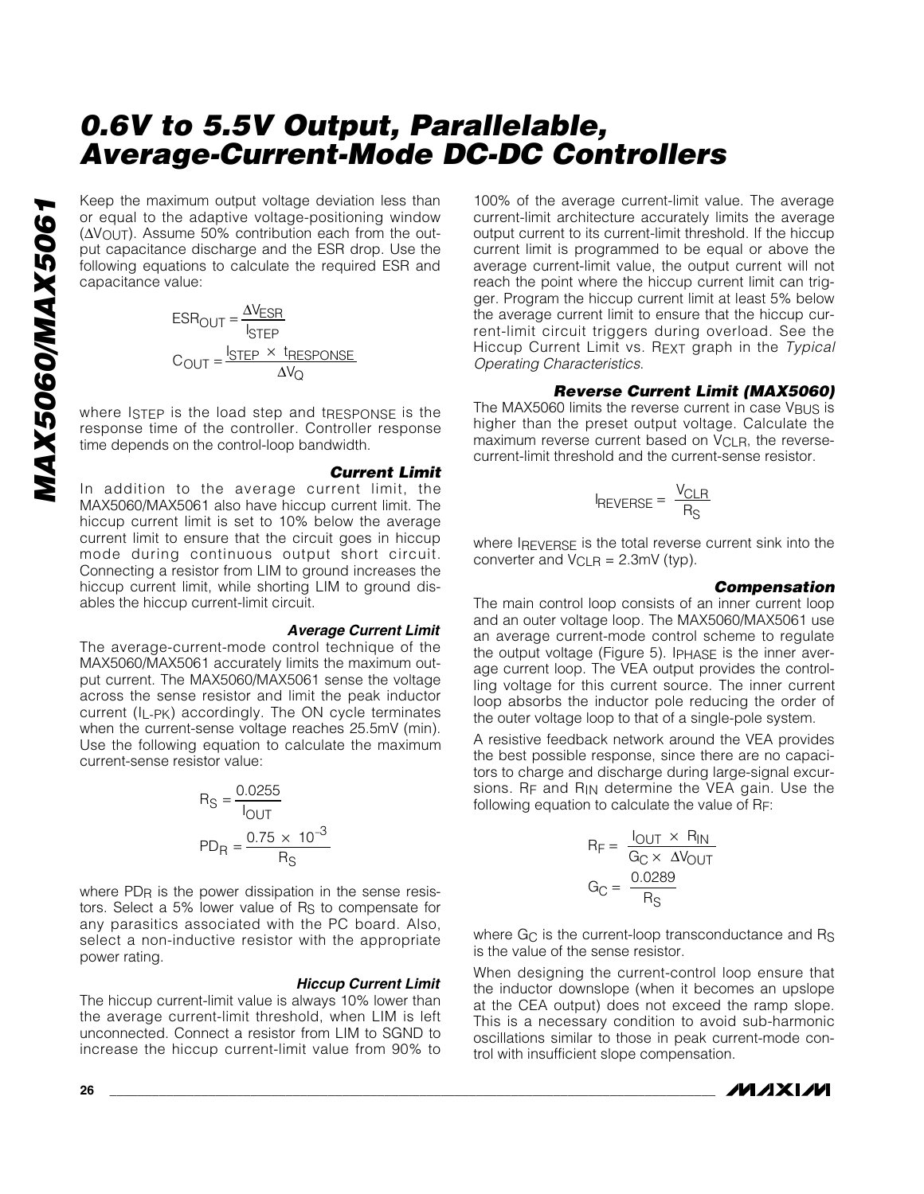Keep the maximum output voltage deviation less than or equal to the adaptive voltage-positioning window ($\Delta V_{OUT}$). Assume 50% contribution each from the output capacitance discharge and the ESR drop. Use the following equations to calculate the required ESR and capacitance value:

$$ESR_{OUT} = \frac{\Delta V_{ESR}}{I_{STEP}}$$

$$C_{OUT} = \frac{I_{STEP} \times t_{RESPONSE}}{\Delta V_Q}$$

where $I_{STEP}$ is the load step and $t_{RESPONSE}$ is the response time of the controller. Controller response time depends on the control-loop bandwidth.

### Current Limit

In addition to the average current limit, the MAX5060/MAX5061 also have hiccup current limit. The hiccup current limit is set to 10% below the average current limit to ensure that the circuit goes in hiccup mode during continuous output short circuit. Connecting a resistor from LIM to ground increases the hiccup current limit, while shorting LIM to ground disables the hiccup current-limit circuit.

#### Average Current Limit

The average-current-mode control technique of the MAX5060/MAX5061 accurately limits the maximum output current. The MAX5060/MAX5061 sense the voltage across the sense resistor and limit the peak inductor current ($I_{L-PK}$) accordingly. The ON cycle terminates when the current-sense voltage reaches 25.5mV (min). Use the following equation to calculate the maximum current-sense resistor value:

$$R_S = \frac{0.0255}{I_{OUT}}$$

$$PD_R = \frac{0.75 \times 10^{-3}}{R_S}$$

where $PD_R$ is the power dissipation in the sense resistors. Select a 5% lower value of $R_S$ to compensate for any parasitics associated with the PC board. Also, select a non-inductive resistor with the appropriate power rating.

#### Hiccup Current Limit

The hiccup current-limit value is always 10% lower than the average current-limit threshold, when LIM is left unconnected. Connect a resistor from LIM to SGND to increase the hiccup current-limit value from 90% to 100% of the average current-limit value. The average current-limit architecture accurately limits the average output current to its current-limit threshold. If the hiccup current limit is programmed to be equal or above the average current-limit value, the output current will not reach the point where the hiccup current limit can trigger. Program the hiccup current limit at least 5% below the average current limit to ensure that the hiccup current-limit circuit triggers during overload. See the Hiccup Current Limit vs. $R_{EXT}$ graph in the *Typical Operating Characteristics*.

#### Reverse Current Limit (MAX5060)

The MAX5060 limits the reverse current in case $V_{BUS}$ is higher than the preset output voltage. Calculate the maximum reverse current based on $V_{CLR}$, the reverse-current-limit threshold and the current-sense resistor.

$$I_{REVERSE} = \frac{V_{CLR}}{R_S}$$

where $I_{REVERSE}$ is the total reverse current sink into the converter and $V_{CLR}$ = 2.3mV (typ).

### Compensation

The main control loop consists of an inner current loop and an outer voltage loop. The MAX5060/MAX5061 use an average current-mode control scheme to regulate the output voltage (Figure 5). $I_{PHASE}$ is the inner average current loop. The VEA output provides the controlling voltage for this current source. The inner current loop absorbs the inductor pole reducing the order of the outer voltage loop to that of a single-pole system.

A resistive feedback network around the VEA provides the best possible response, since there are no capacitors to charge and discharge during large-signal excursions. $R_F$ and $R_{IN}$ determine the VEA gain. Use the following equation to calculate the value of $R_F$:

$$R_F = \frac{I_{OUT} \times R_{IN}}{G_C \times \Delta V_{OUT}}$$

$$G_C = \frac{0.0289}{R_S}$$

where $G_C$ is the current-loop transconductance and $R_S$ is the value of the sense resistor.

When designing the current-control loop ensure that the inductor downslope (when it becomes an upslope at the CEA output) does not exceed the ramp slope. This is a necessary condition to avoid sub-harmonic oscillations similar to those in peak current-mode control with insufficient slope compensation.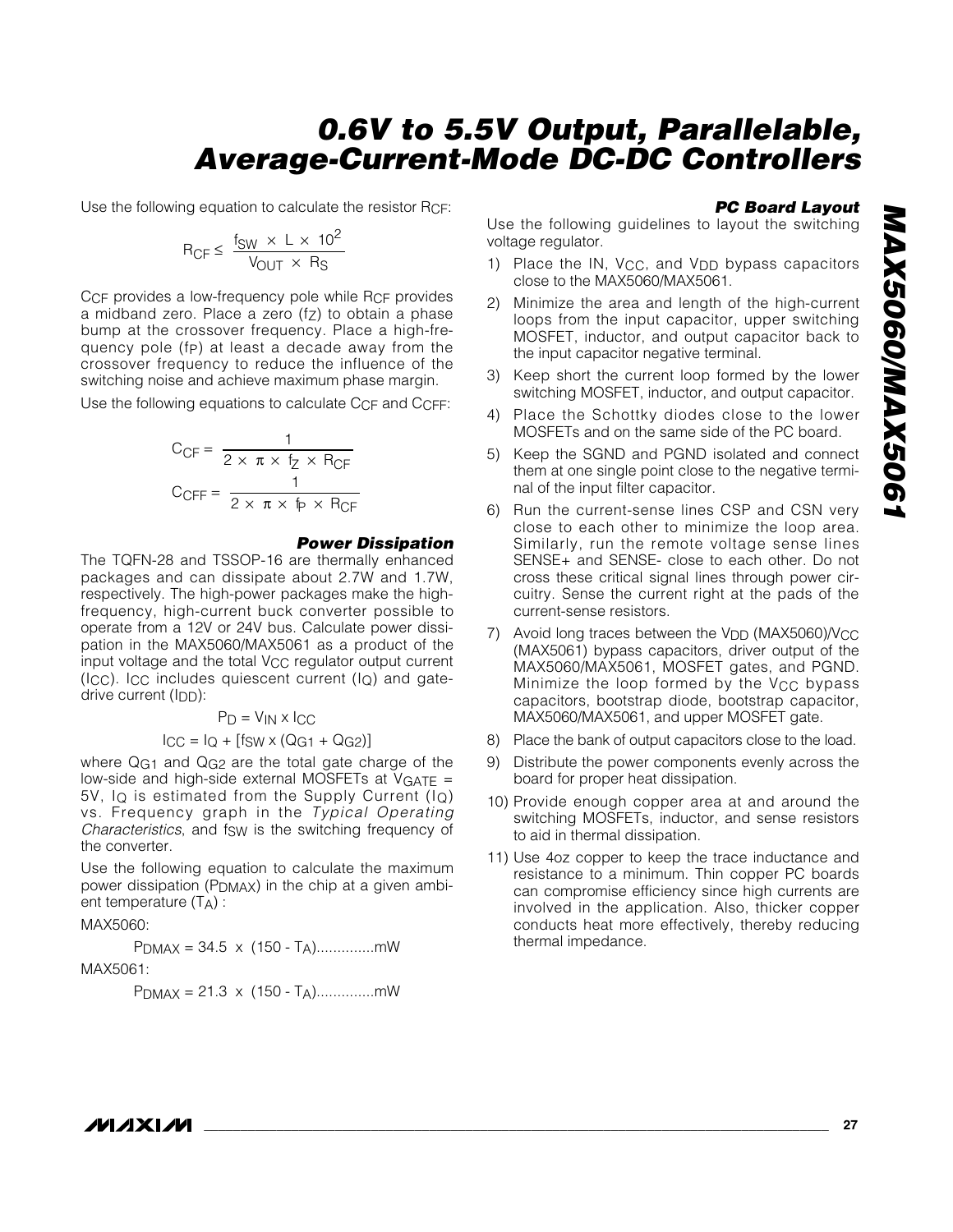Use the following equation to calculate the resistor $R_{CF}$:

$$R_{CF} \leq \frac{f_{SW} \times L \times 10^2}{V_{OUT} \times R_S}$$

$C_{CF}$ provides a low-frequency pole while $R_{CF}$ provides a midband zero. Place a zero ($f_Z$) to obtain a phase bump at the crossover frequency. Place a high-frequency pole ($f_P$) at least a decade away from the crossover frequency to reduce the influence of the switching noise and achieve maximum phase margin.

Use the following equations to calculate $C_{CF}$ and $C_{CFF}$:

$$C_{CF} = \frac{1}{2 \times \pi \times f_Z \times R_{CF}}$$

$$C_{CFF} = \frac{1}{2 \times \pi \times f_P \times R_{CF}}$$

### Power Dissipation

The TQFN-28 and TSSOP-16 are thermally enhanced packages and can dissipate about 2.7W and 1.7W, respectively. The high-power packages make the high-frequency, high-current buck converter possible to operate from a 12V or 24V bus. Calculate power dissipation in the MAX5060/MAX5061 as a product of the input voltage and the total $V_{CC}$ regulator output current ($I_{CC}$). $I_{CC}$ includes quiescent current ($I_Q$) and gate-drive current ($I_{DD}$):

$$P_D = V_{IN} \times I_{CC}$$

$$I_{CC} = I_Q + [f_{SW} \times (Q_{G1} + Q_{G2})]$$

where $Q_{G1}$ and $Q_{G2}$ are the total gate charge of the low-side and high-side external MOSFETs at $V_{GATE}$ = 5V, $I_Q$ is estimated from the Supply Current ($I_Q$) vs. Frequency graph in the *Typical Operating Characteristics*, and $f_{SW}$ is the switching frequency of the converter.

Use the following equation to calculate the maximum power dissipation ($P_{DMAX}$) in the chip at a given ambient temperature ($T_A$) :

MAX5060:

$$P_{DMAX} = 34.5 \times (150 - T_A) \text{..............mW}$$

MAX5061:

$$P_{DMAX} = 21.3 \times (150 - T_A) \text{..............mW}$$

### PC Board Layout

Use the following guidelines to layout the switching voltage regulator.

1) Place the IN, $V_{CC}$, and $V_{DD}$ bypass capacitors close to the MAX5060/MAX5061.
2) Minimize the area and length of the high-current loops from the input capacitor, upper switching MOSFET, inductor, and output capacitor back to the input capacitor negative terminal.
3) Keep short the current loop formed by the lower switching MOSFET, inductor, and output capacitor.
4) Place the Schottky diodes close to the lower MOSFETs and on the same side of the PC board.
5) Keep the SGND and PGND isolated and connect them at one single point close to the negative terminal of the input filter capacitor.
6) Run the current-sense lines CSP and CSN very close to each other to minimize the loop area. Similarly, run the remote voltage sense lines SENSE+ and SENSE- close to each other. Do not cross these critical signal lines through power circuitry. Sense the current right at the pads of the current-sense resistors.
7) Avoid long traces between the $V_{DD}$ (MAX5060)/$V_{CC}$ (MAX5061) bypass capacitors, driver output of the MAX5060/MAX5061, MOSFET gates, and PGND. Minimize the loop formed by the $V_{CC}$ bypass capacitors, bootstrap diode, bootstrap capacitor, MAX5060/MAX5061, and upper MOSFET gate.
8) Place the bank of output capacitors close to the load.
9) Distribute the power components evenly across the board for proper heat dissipation.
10) Provide enough copper area at and around the switching MOSFETs, inductor, and sense resistors to aid in thermal dissipation.
11) Use 4oz copper to keep the trace inductance and resistance to a minimum. Thin copper PC boards can compromise efficiency since high currents are involved in the application. Also, thicker copper conducts heat more effectively, thereby reducing thermal impedance.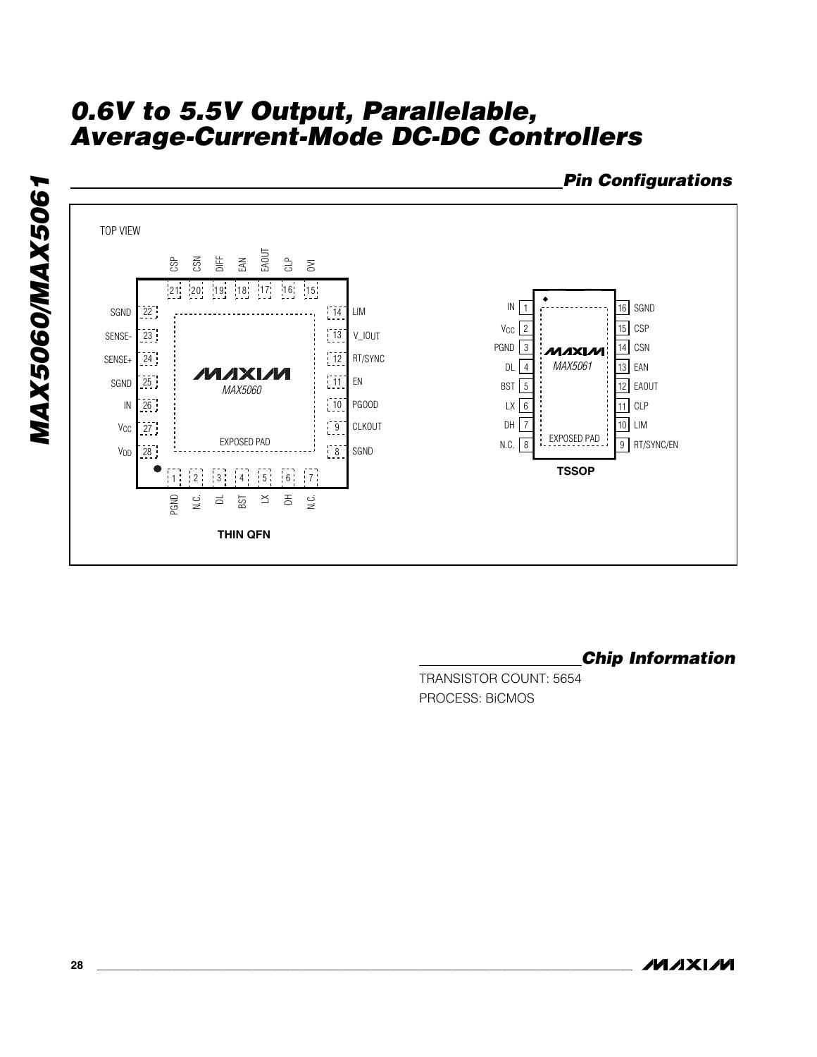# 0.6V to 5.5V Output, Parallelable, Average-Current-Mode DC-DC Controllers

## Pin Configurations

TOP VIEW

**THIN QFN** — MAX5060

| Pin | Name |
|---|---|
| 1 | PGND |
| 2 | N.C. |
| 3 | DL |
| 4 | BST |
| 5 | LX |
| 6 | DH |
| 7 | N.C. |
| 8 | SGND |
| 9 | CLKOUT |
| 10 | PGOOD |
| 11 | EN |
| 12 | RT/SYNC |
| 13 | V_IOUT |
| 14 | LIM |
| 15 | OVI |
| 16 | CLP |
| 17 | EAOUT |
| 18 | EAN |
| 19 | DIFF |
| 20 | CSN |
| 21 | CSP |
| 22 | SGND |
| 23 | SENSE- |
| 24 | SENSE+ |
| 25 | SGND |
| 26 | IN |
| 27 | $V_{CC}$ |
| 28 | $V_{DD}$ |
| — | EXPOSED PAD |

**TSSOP** — MAX5061

| Pin | Name | Pin | Name |
|---|---|---|---|
| 1 | IN | 16 | SGND |
| 2 | $V_{CC}$ | 15 | CSP |
| 3 | PGND | 14 | CSN |
| 4 | DL | 13 | EAN |
| 5 | BST | 12 | EAOUT |
| 6 | LX | 11 | CLP |
| 7 | DH | 10 | LIM |
| 8 | N.C. | 9 | RT/SYNC/EN |

EXPOSED PAD

## Chip Information

TRANSISTOR COUNT: 5654

PROCESS: BiCMOS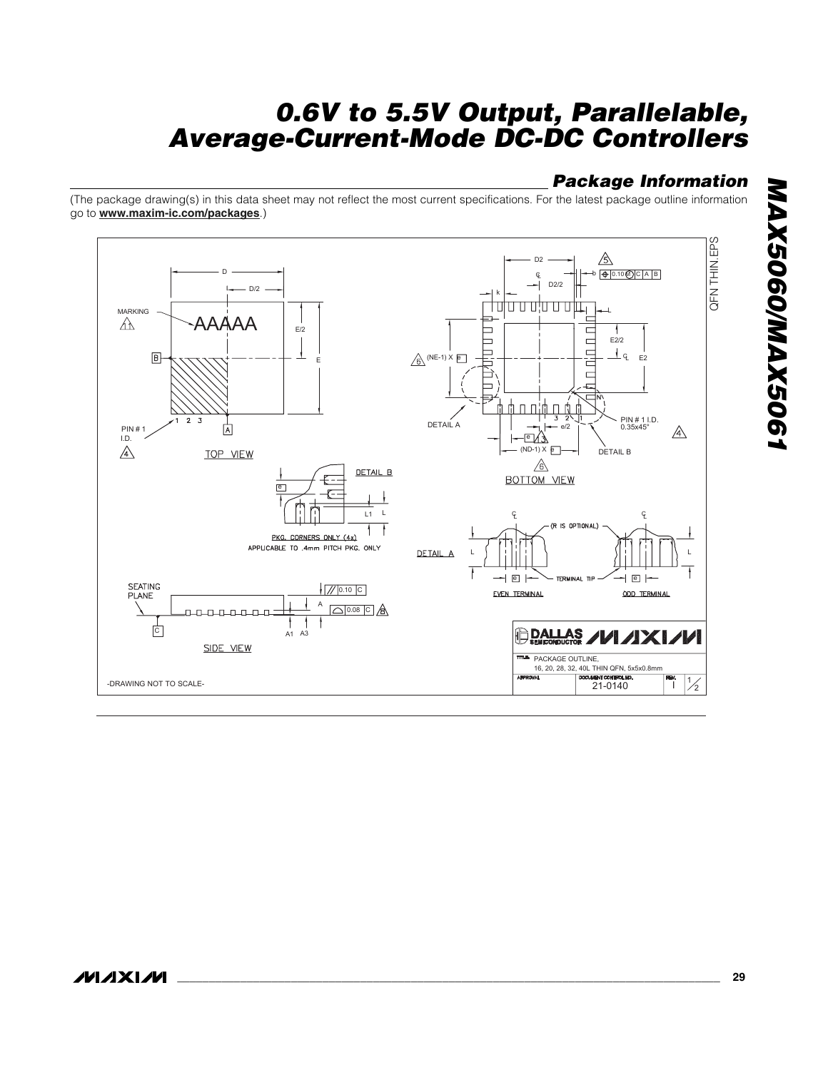## Package Information

(The package drawing(s) in this data sheet may not reflect the most current specifications. For the latest package outline information go to **www.maxim-ic.com/packages**.)

QFN THIN.EPS

TOP VIEW

BOTTOM VIEW

SIDE VIEW

DETAIL A

DETAIL B

PKG. CORNERS ONLY (4x)
APPLICABLE TO .4mm PITCH PKG. ONLY

EVEN TERMINAL

ODD TERMINAL

TITLE: PACKAGE OUTLINE,
16, 20, 28, 32, 40L THIN QFN, 5x5x0.8mm

DOCUMENT CONTROL NO. 21-0140

REV. I

1/2

-DRAWING NOT TO SCALE-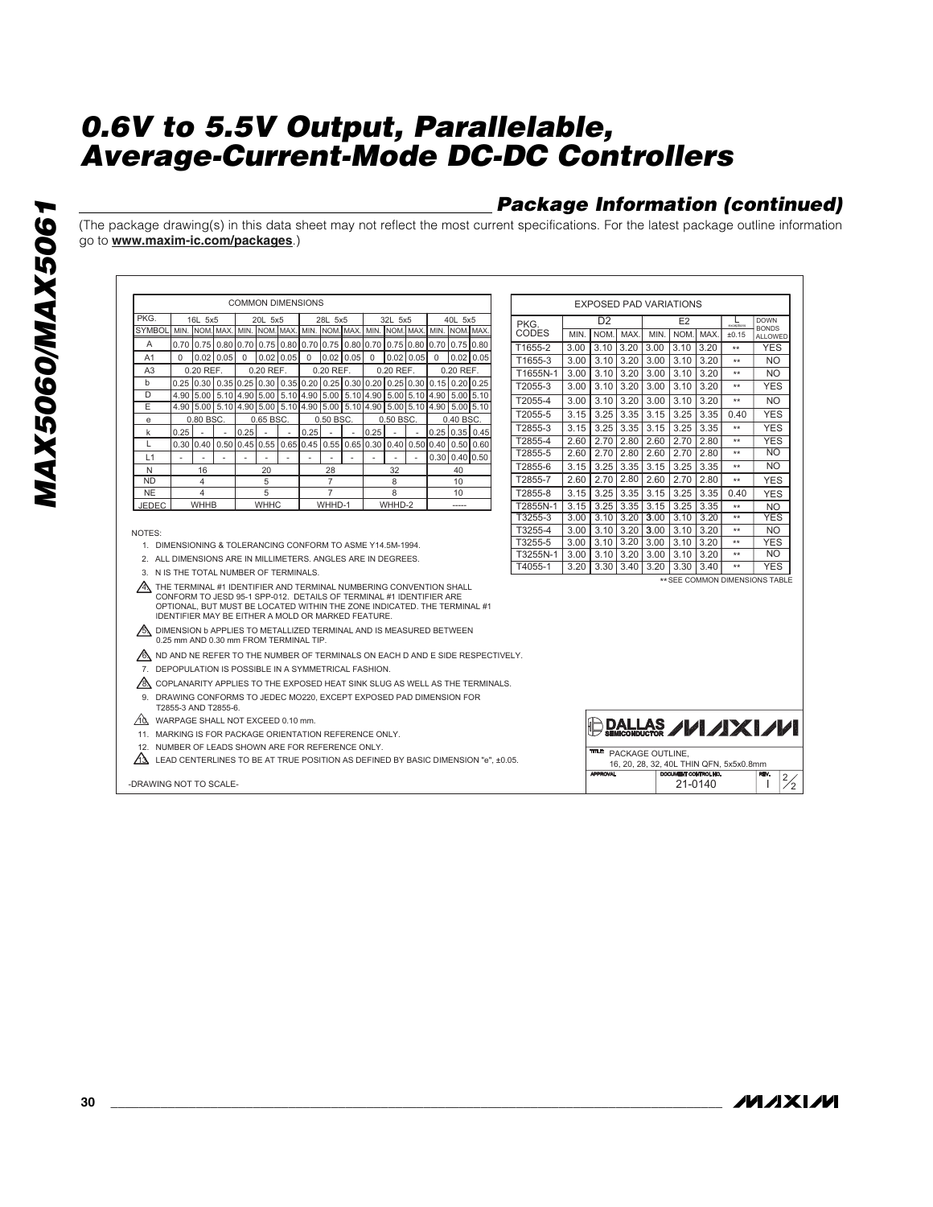## Package Information (continued)

(The package drawing(s) in this data sheet may not reflect the most current specifications. For the latest package outline information go to **www.maxim-ic.com/packages**.)

COMMON DIMENSIONS

| PKG. | 16L 5x5 | | | 20L 5x5 | | | 28L 5x5 | | | 32L 5x5 | | | 40L 5x5 | | |
|---|---|---|---|---|---|---|---|---|---|---|---|---|---|---|---|
| SYMBOL | MIN. | NOM. | MAX. | MIN. | NOM. | MAX. | MIN. | NOM. | MAX. | MIN. | NOM. | MAX. | MIN. | NOM. | MAX. |
| A | 0.70 | 0.75 | 0.80 | 0.70 | 0.75 | 0.80 | 0.70 | 0.75 | 0.80 | 0.70 | 0.75 | 0.80 | 0.70 | 0.75 | 0.80 |
| A1 | 0 | 0.02 | 0.05 | 0 | 0.02 | 0.05 | 0 | 0.02 | 0.05 | 0 | 0.02 | 0.05 | 0 | 0.02 | 0.05 |
| A3 | 0.20 REF. | | | 0.20 REF. | | | 0.20 REF. | | | 0.20 REF. | | | 0.20 REF. | | |
| b | 0.25 | 0.30 | 0.35 | 0.25 | 0.30 | 0.35 | 0.20 | 0.25 | 0.30 | 0.20 | 0.25 | 0.30 | 0.15 | 0.20 | 0.25 |
| D | 4.90 | 5.00 | 5.10 | 4.90 | 5.00 | 5.10 | 4.90 | 5.00 | 5.10 | 4.90 | 5.00 | 5.10 | 4.90 | 5.00 | 5.10 |
| E | 4.90 | 5.00 | 5.10 | 4.90 | 5.00 | 5.10 | 4.90 | 5.00 | 5.10 | 4.90 | 5.00 | 5.10 | 4.90 | 5.00 | 5.10 |
| e | 0.80 BSC. | | | 0.65 BSC. | | | 0.50 BSC. | | | 0.50 BSC. | | | 0.40 BSC. | | |
| k | 0.25 | - | - | 0.25 | - | - | 0.25 | - | - | 0.25 | - | - | 0.25 | 0.35 | 0.45 |
| L | 0.30 | 0.40 | 0.50 | 0.45 | 0.55 | 0.65 | 0.45 | 0.55 | 0.65 | 0.30 | 0.40 | 0.50 | 0.40 | 0.50 | 0.60 |
| L1 | - | - | - | - | - | - | - | - | - | - | - | - | 0.30 | 0.40 | 0.50 |
| N | 16 | | | 20 | | | 28 | | | 32 | | | 40 | | |
| ND | 4 | | | 5 | | | 7 | | | 8 | | | 10 | | |
| NE | 4 | | | 5 | | | 7 | | | 8 | | | 10 | | |
| JEDEC | WHHB | | | WHHC | | | WHHD-1 | | | WHHD-2 | | | ----- | | |

EXPOSED PAD VARIATIONS

| PKG. CODES | D2 | | | E2 | | | L exceptions | DOWN BONDS ALLOWED |
|---|---|---|---|---|---|---|---|---|
| | MIN. | NOM. | MAX. | MIN. | NOM. | MAX. | ±0.15 | |
| T1655-2 | 3.00 | 3.10 | 3.20 | 3.00 | 3.10 | 3.20 | ** | YES |
| T1655-3 | 3.00 | 3.10 | 3.20 | 3.00 | 3.10 | 3.20 | ** | NO |
| T1655N-1 | 3.00 | 3.10 | 3.20 | 3.00 | 3.10 | 3.20 | ** | NO |
| T2055-3 | 3.00 | 3.10 | 3.20 | 3.00 | 3.10 | 3.20 | ** | YES |
| T2055-4 | 3.00 | 3.10 | 3.20 | 3.00 | 3.10 | 3.20 | ** | NO |
| T2055-5 | 3.15 | 3.25 | 3.35 | 3.15 | 3.25 | 3.35 | 0.40 | YES |
| T2855-3 | 3.15 | 3.25 | 3.35 | 3.15 | 3.25 | 3.35 | ** | YES |
| T2855-4 | 2.60 | 2.70 | 2.80 | 2.60 | 2.70 | 2.80 | ** | YES |
| T2855-5 | 2.60 | 2.70 | 2.80 | 2.60 | 2.70 | 2.80 | ** | NO |
| T2855-6 | 3.15 | 3.25 | 3.35 | 3.15 | 3.25 | 3.35 | ** | NO |
| T2855-7 | 2.60 | 2.70 | 2.80 | 2.60 | 2.70 | 2.80 | ** | YES |
| T2855-8 | 3.15 | 3.25 | 3.35 | 3.15 | 3.25 | 3.35 | 0.40 | YES |
| T2855N-1 | 3.15 | 3.25 | 3.35 | 3.15 | 3.25 | 3.35 | ** | NO |
| T3255-3 | 3.00 | 3.10 | 3.20 | 3.00 | 3.10 | 3.20 | ** | YES |
| T3255-4 | 3.00 | 3.10 | 3.20 | 3.00 | 3.10 | 3.20 | ** | NO |
| T3255-5 | 3.00 | 3.10 | 3.20 | 3.00 | 3.10 | 3.20 | ** | YES |
| T3255N-1 | 3.00 | 3.10 | 3.20 | 3.00 | 3.10 | 3.20 | ** | NO |
| T4055-1 | 3.20 | 3.30 | 3.40 | 3.20 | 3.30 | 3.40 | ** | YES |

** SEE COMMON DIMENSIONS TABLE

NOTES:

1. DIMENSIONING & TOLERANCING CONFORM TO ASME Y14.5M-1994.
2. ALL DIMENSIONS ARE IN MILLIMETERS. ANGLES ARE IN DEGREES.
3. N IS THE TOTAL NUMBER OF TERMINALS.
4. THE TERMINAL #1 IDENTIFIER AND TERMINAL NUMBERING CONVENTION SHALL CONFORM TO JESD 95-1 SPP-012. DETAILS OF TERMINAL #1 IDENTIFIER ARE OPTIONAL, BUT MUST BE LOCATED WITHIN THE ZONE INDICATED. THE TERMINAL #1 IDENTIFIER MAY BE EITHER A MOLD OR MARKED FEATURE.
5. DIMENSION b APPLIES TO METALLIZED TERMINAL AND IS MEASURED BETWEEN 0.25 mm AND 0.30 mm FROM TERMINAL TIP.
6. ND AND NE REFER TO THE NUMBER OF TERMINALS ON EACH D AND E SIDE RESPECTIVELY.
7. DEPOPULATION IS POSSIBLE IN A SYMMETRICAL FASHION.
8. COPLANARITY APPLIES TO THE EXPOSED HEAT SINK SLUG AS WELL AS THE TERMINALS.
9. DRAWING CONFORMS TO JEDEC MO220, EXCEPT EXPOSED PAD DIMENSION FOR T2855-3 AND T2855-6.
10. WARPAGE SHALL NOT EXCEED 0.10 mm.
11. MARKING IS FOR PACKAGE ORIENTATION REFERENCE ONLY.
12. NUMBER OF LEADS SHOWN ARE FOR REFERENCE ONLY.
13. LEAD CENTERLINES TO BE AT TRUE POSITION AS DEFINED BY BASIC DIMENSION "e", ±0.05.

-DRAWING NOT TO SCALE-

DALLAS SEMICONDUCTOR MAXIM

TITLE: PACKAGE OUTLINE, 16, 20, 28, 32, 40L THIN QFN, 5x5x0.8mm

APPROVAL | DOCUMENT CONTROL NO. 21-0140 | REV. I | 2/2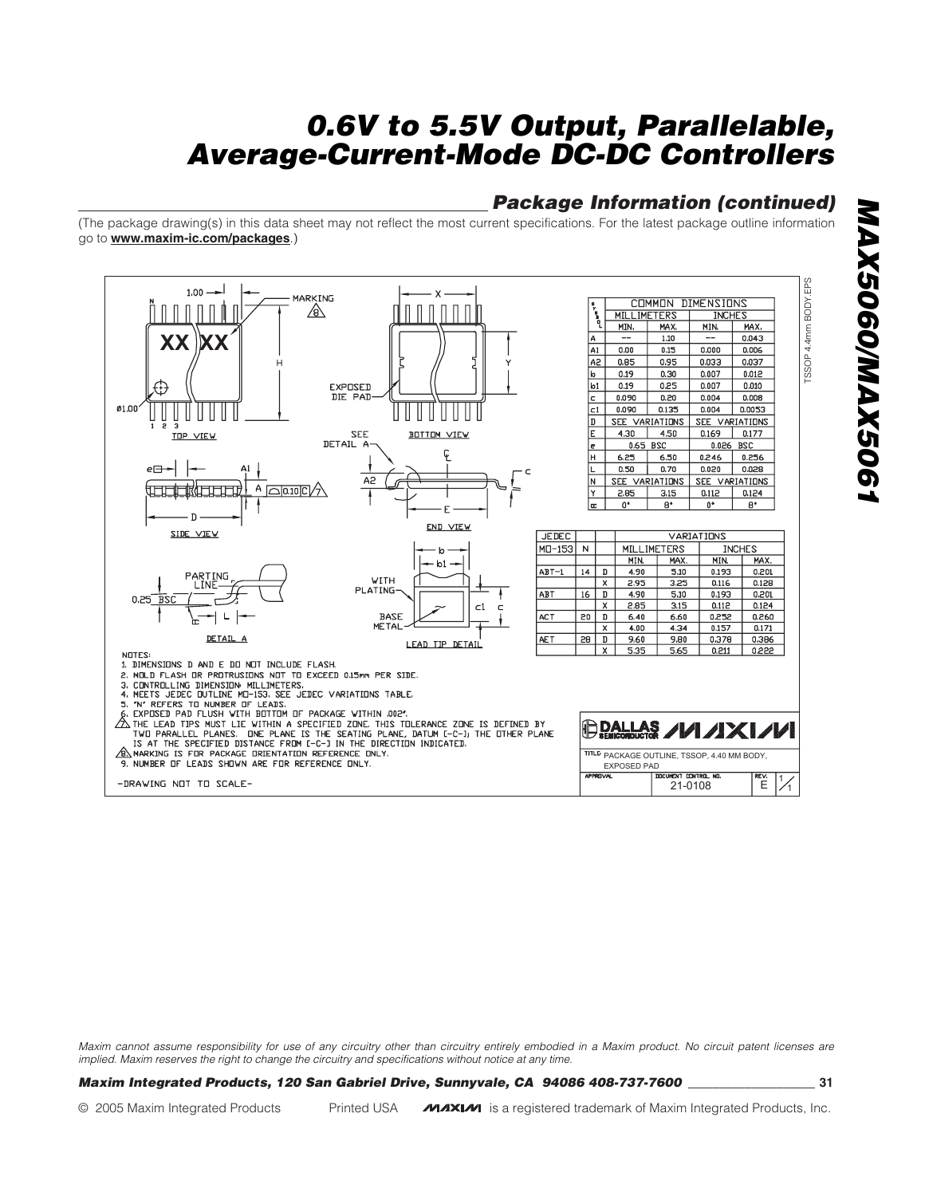## Package Information (continued)

(The package drawing(s) in this data sheet may not reflect the most current specifications. For the latest package outline information go to **www.maxim-ic.com/packages**.)

| SYMBOL | COMMON DIMENSIONS | | | |
|---|---|---|---|---|
| | MILLIMETERS | | INCHES | |
| | MIN. | MAX. | MIN. | MAX. |
| A | -- | 1.10 | -- | 0.043 |
| A1 | 0.00 | 0.15 | 0.000 | 0.006 |
| A2 | 0.85 | 0.95 | 0.033 | 0.037 |
| b | 0.19 | 0.30 | 0.007 | 0.012 |
| b1 | 0.19 | 0.25 | 0.007 | 0.010 |
| c | 0.090 | 0.20 | 0.004 | 0.008 |
| c1 | 0.090 | 0.135 | 0.004 | 0.0053 |
| D | SEE VARIATIONS | | SEE VARIATIONS | |
| E | 4.30 | 4.50 | 0.169 | 0.177 |
| e | 0.65 BSC | | 0.026 BSC | |
| H | 6.25 | 6.50 | 0.246 | 0.256 |
| L | 0.50 | 0.70 | 0.020 | 0.028 |
| N | SEE VARIATIONS | | SEE VARIATIONS | |
| Y | 2.85 | 3.15 | 0.112 | 0.124 |
| α | 0° | 8° | 0° | 8° |

| JEDEC MO-153 | N | | VARIATIONS | | | |
|---|---|---|---|---|---|---|
| | | | MILLIMETERS | | INCHES | |
| | | | MIN. | MAX. | MIN. | MAX. |
| ABT-1 | 14 | D | 4.90 | 5.10 | 0.193 | 0.201 |
| | | X | 2.95 | 3.25 | 0.116 | 0.128 |
| ABT | 16 | D | 4.90 | 5.10 | 0.193 | 0.201 |
| | | X | 2.85 | 3.15 | 0.112 | 0.124 |
| ACT | 20 | D | 6.40 | 6.60 | 0.252 | 0.260 |
| | | X | 4.00 | 4.34 | 0.157 | 0.171 |
| AET | 28 | D | 9.60 | 9.80 | 0.378 | 0.386 |
| | | X | 5.35 | 5.65 | 0.211 | 0.222 |

NOTES:
1. DIMENSIONS D AND E DO NOT INCLUDE FLASH.
2. MOLD FLASH OR PROTRUSIONS NOT TO EXCEED 0.15mm PER SIDE.
3. CONTROLLING DIMENSION: MILLIMETERS.
4. MEETS JEDEC OUTLINE MO-153, SEE JEDEC VARIATIONS TABLE.
5. "N" REFERS TO NUMBER OF LEADS.
6. EXPOSED PAD FLUSH WITH BOTTOM OF PACKAGE WITHIN .002".
7. THE LEAD TIPS MUST LIE WITHIN A SPECIFIED ZONE. THIS TOLERANCE ZONE IS DEFINED BY TWO PARALLEL PLANES. ONE PLANE IS THE SEATING PLANE, DATUM [-C-]; THE OTHER PLANE IS AT THE SPECIFIED DISTANCE FROM [-C-] IN THE DIRECTION INDICATED.
8. MARKING IS FOR PACKAGE ORIENTATION REFERENCE ONLY.
9. NUMBER OF LEADS SHOWN ARE FOR REFERENCE ONLY.

-DRAWING NOT TO SCALE-

DALLAS SEMICONDUCTOR MAXIM

TITLE: PACKAGE OUTLINE, TSSOP, 4.40 MM BODY, EXPOSED PAD

APPROVAL | DOCUMENT CONTROL NO. 21-0108 | REV. E | 1/1

TSSOP 4.4mm BODY.EPS

*Maxim cannot assume responsibility for use of any circuitry other than circuitry entirely embodied in a Maxim product. No circuit patent licenses are implied. Maxim reserves the right to change the circuitry and specifications without notice at any time.*

***Maxim Integrated Products, 120 San Gabriel Drive, Sunnyvale, CA 94086 408-737-7600***

© 2005 Maxim Integrated Products Printed USA MAXIM is a registered trademark of Maxim Integrated Products, Inc.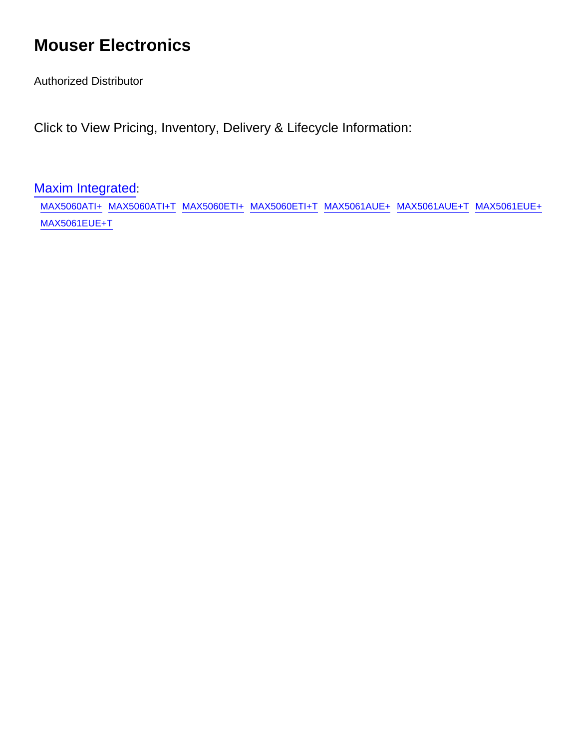# Mouser Electronics

Authorized Distributor

Click to View Pricing, Inventory, Delivery & Lifecycle Information:

Maxim Integrated:

MAX5060ATI+ MAX5060ATI+T MAX5060ETI+ MAX5060ETI+T MAX5061AUE+ MAX5061AUE+T MAX5061EUE+ MAX5061EUE+T